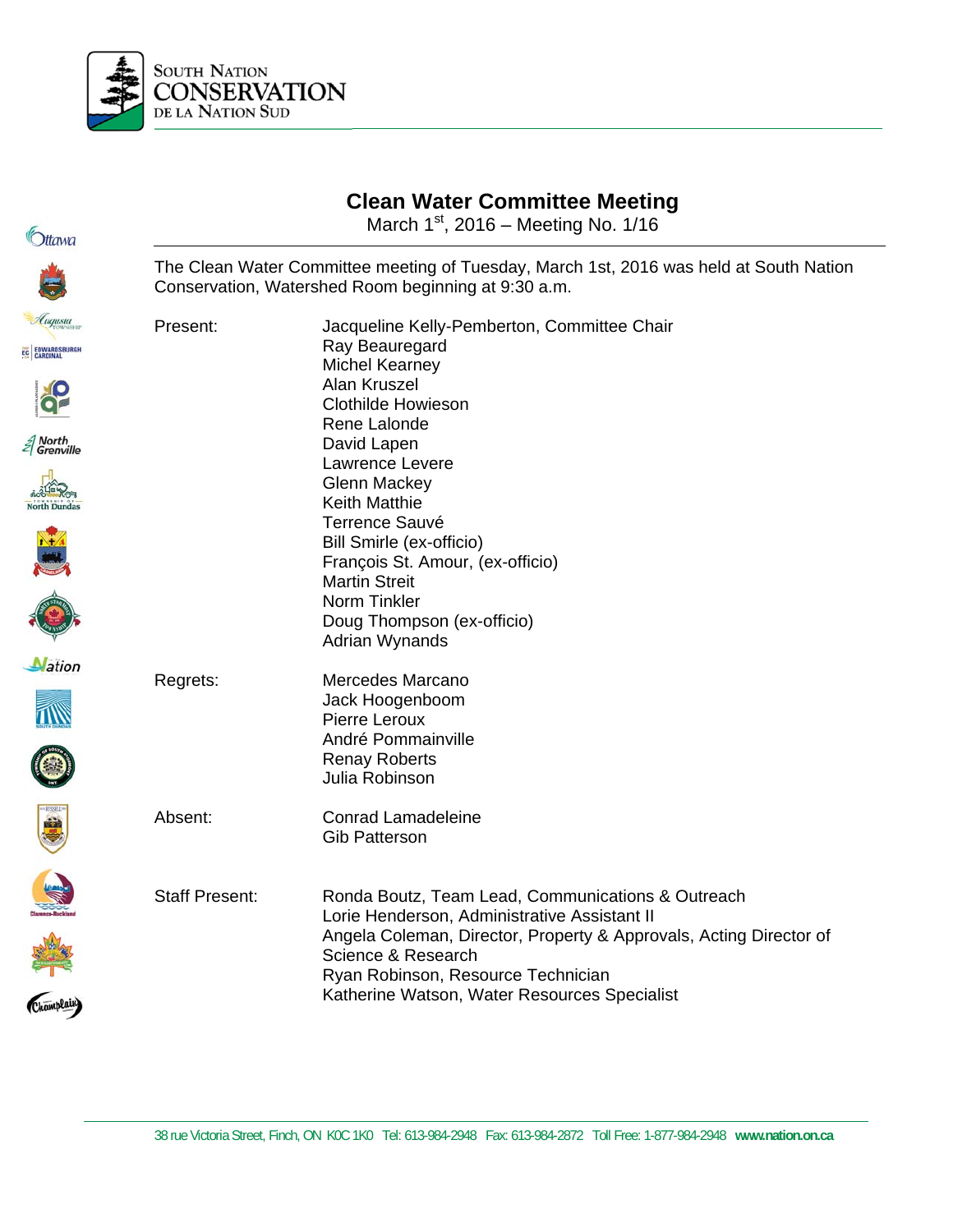# Clean Water Committee Meeting

March 1st, 2016 – Meeting No. 1/16

The Clean Water Committee meeting of Tuesday, March 1st, 2016 was held at South Nation Conservation, Watershed Room beginning at 9:30 a.m.

**Present:**
- Jacqueline Kelly-Pemberton, Committee Chair
- Ray Beauregard
- Michel Kearney
- Alan Kruszel
- Clothilde Howieson
- Rene Lalonde
- David Lapen
- Lawrence Levere
- Glenn Mackey
- Keith Matthie
- Terrence Sauvé
- Bill Smirle (ex-officio)
- François St. Amour, (ex-officio)
- Martin Streit
- Norm Tinkler
- Doug Thompson (ex-officio)
- Adrian Wynands

**Regrets:**
- Mercedes Marcano
- Jack Hoogenboom
- Pierre Leroux
- André Pommainville
- Renay Roberts
- Julia Robinson

**Absent:**
- Conrad Lamadeleine
- Gib Patterson

**Staff Present:**
- Ronda Boutz, Team Lead, Communications & Outreach
- Lorie Henderson, Administrative Assistant II
- Angela Coleman, Director, Property & Approvals, Acting Director of Science & Research
- Ryan Robinson, Resource Technician
- Katherine Watson, Water Resources Specialist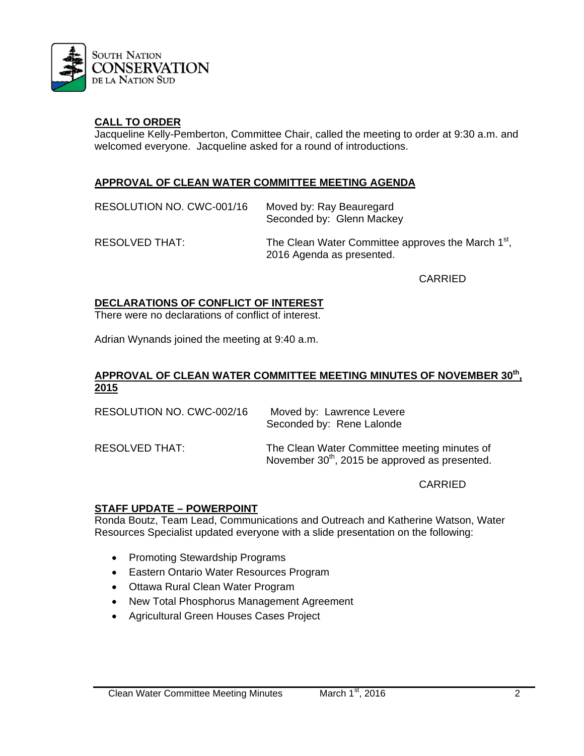## CALL TO ORDER

Jacqueline Kelly-Pemberton, Committee Chair, called the meeting to order at 9:30 a.m. and welcomed everyone. Jacqueline asked for a round of introductions.

## APPROVAL OF CLEAN WATER COMMITTEE MEETING AGENDA

| | |
|---|---|
| RESOLUTION NO. CWC-001/16 | Moved by: Ray Beauregard<br>Seconded by: Glenn Mackey |
| RESOLVED THAT: | The Clean Water Committee approves the March 1st, 2016 Agenda as presented. |

CARRIED

## DECLARATIONS OF CONFLICT OF INTEREST

There were no declarations of conflict of interest.

Adrian Wynands joined the meeting at 9:40 a.m.

## APPROVAL OF CLEAN WATER COMMITTEE MEETING MINUTES OF NOVEMBER 30th, 2015

| | |
|---|---|
| RESOLUTION NO. CWC-002/16 | Moved by: Lawrence Levere<br>Seconded by: Rene Lalonde |
| RESOLVED THAT: | The Clean Water Committee meeting minutes of November 30th, 2015 be approved as presented. |

CARRIED

## STAFF UPDATE – POWERPOINT

Ronda Boutz, Team Lead, Communications and Outreach and Katherine Watson, Water Resources Specialist updated everyone with a slide presentation on the following:

- Promoting Stewardship Programs
- Eastern Ontario Water Resources Program
- Ottawa Rural Clean Water Program
- New Total Phosphorus Management Agreement
- Agricultural Green Houses Cases Project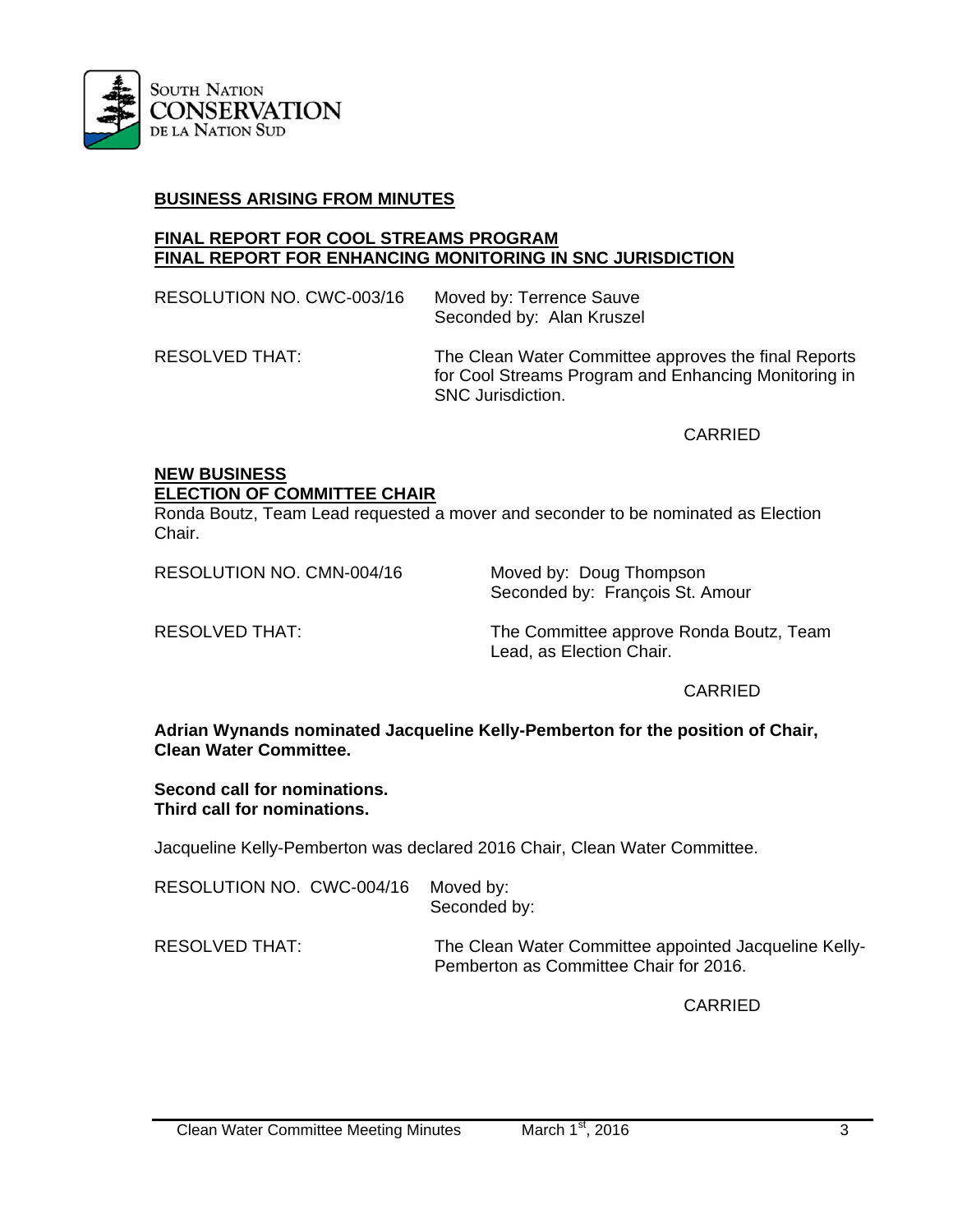## BUSINESS ARISING FROM MINUTES

### FINAL REPORT FOR COOL STREAMS PROGRAM
### FINAL REPORT FOR ENHANCING MONITORING IN SNC JURISDICTION

RESOLUTION NO. CWC-003/16 — Moved by: Terrence Sauve
Seconded by: Alan Kruszel

RESOLVED THAT: The Clean Water Committee approves the final Reports for Cool Streams Program and Enhancing Monitoring in SNC Jurisdiction.

CARRIED

## NEW BUSINESS

### ELECTION OF COMMITTEE CHAIR

Ronda Boutz, Team Lead requested a mover and seconder to be nominated as Election Chair.

RESOLUTION NO. CMN-004/16 — Moved by: Doug Thompson
Seconded by: François St. Amour

RESOLVED THAT: The Committee approve Ronda Boutz, Team Lead, as Election Chair.

CARRIED

**Adrian Wynands nominated Jacqueline Kelly-Pemberton for the position of Chair, Clean Water Committee.**

**Second call for nominations.**
**Third call for nominations.**

Jacqueline Kelly-Pemberton was declared 2016 Chair, Clean Water Committee.

RESOLUTION NO. CWC-004/16 — Moved by:
Seconded by:

RESOLVED THAT: The Clean Water Committee appointed Jacqueline Kelly-Pemberton as Committee Chair for 2016.

CARRIED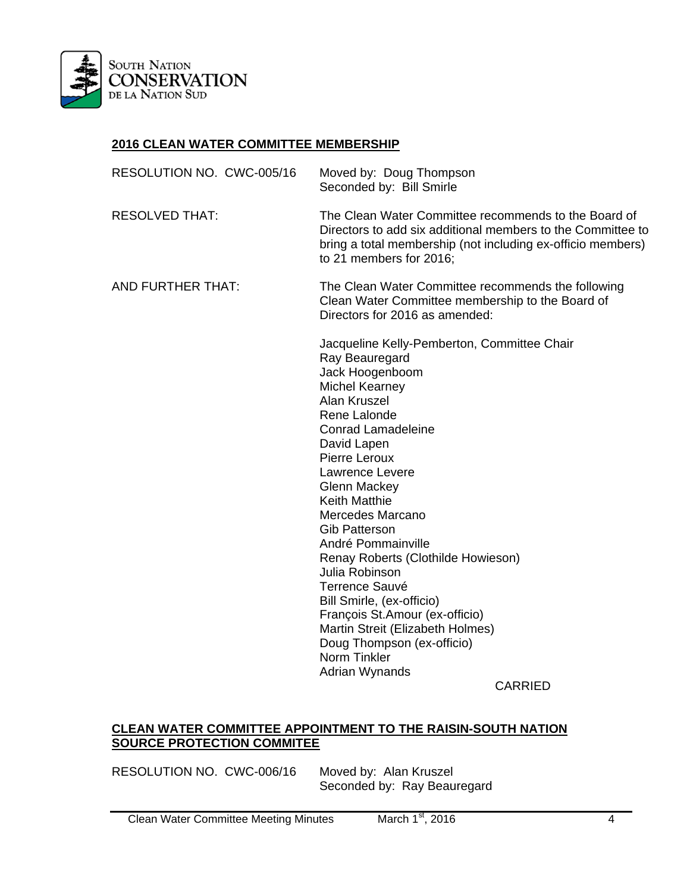**2016 CLEAN WATER COMMITTEE MEMBERSHIP**

RESOLUTION NO. CWC-005/16 Moved by: Doug Thompson
Seconded by: Bill Smirle

RESOLVED THAT: The Clean Water Committee recommends to the Board of Directors to add six additional members to the Committee to bring a total membership (not including ex-officio members) to 21 members for 2016;

AND FURTHER THAT: The Clean Water Committee recommends the following Clean Water Committee membership to the Board of Directors for 2016 as amended:

Jacqueline Kelly-Pemberton, Committee Chair
Ray Beauregard
Jack Hoogenboom
Michel Kearney
Alan Kruszel
Rene Lalonde
Conrad Lamadeleine
David Lapen
Pierre Leroux
Lawrence Levere
Glenn Mackey
Keith Matthie
Mercedes Marcano
Gib Patterson
André Pommainville
Renay Roberts (Clothilde Howieson)
Julia Robinson
Terrence Sauvé
Bill Smirle, (ex-officio)
François St.Amour (ex-officio)
Martin Streit (Elizabeth Holmes)
Doug Thompson (ex-officio)
Norm Tinkler
Adrian Wynands

CARRIED

**CLEAN WATER COMMITTEE APPOINTMENT TO THE RAISIN-SOUTH NATION SOURCE PROTECTION COMMITEE**

RESOLUTION NO. CWC-006/16 Moved by: Alan Kruszel
Seconded by: Ray Beauregard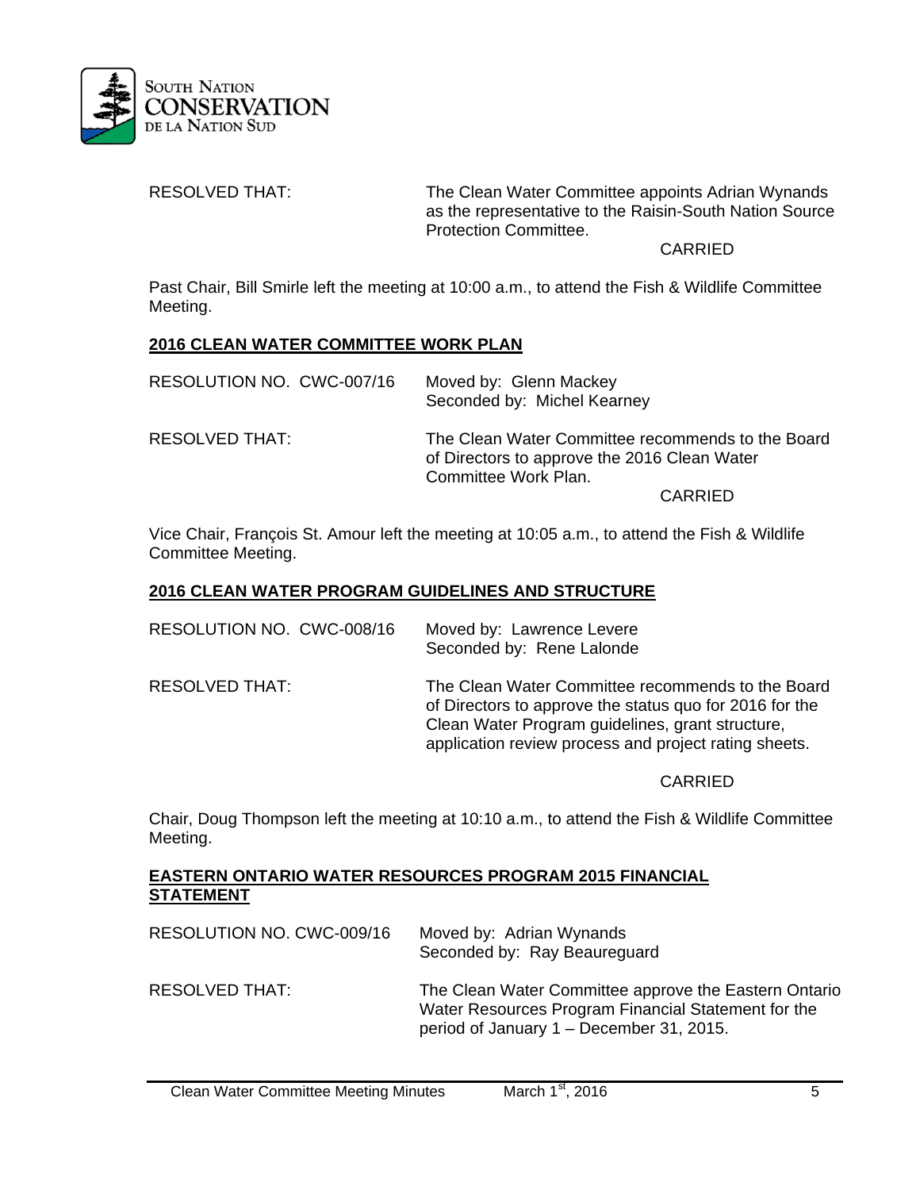RESOLVED THAT: The Clean Water Committee appoints Adrian Wynands as the representative to the Raisin-South Nation Source Protection Committee.

CARRIED

Past Chair, Bill Smirle left the meeting at 10:00 a.m., to attend the Fish & Wildlife Committee Meeting.

## **2016 CLEAN WATER COMMITTEE WORK PLAN**

RESOLUTION NO. CWC-007/16 Moved by: Glenn Mackey
Seconded by: Michel Kearney

RESOLVED THAT: The Clean Water Committee recommends to the Board of Directors to approve the 2016 Clean Water Committee Work Plan.

CARRIED

Vice Chair, François St. Amour left the meeting at 10:05 a.m., to attend the Fish & Wildlife Committee Meeting.

## **2016 CLEAN WATER PROGRAM GUIDELINES AND STRUCTURE**

RESOLUTION NO. CWC-008/16 Moved by: Lawrence Levere
Seconded by: Rene Lalonde

RESOLVED THAT: The Clean Water Committee recommends to the Board of Directors to approve the status quo for 2016 for the Clean Water Program guidelines, grant structure, application review process and project rating sheets.

CARRIED

Chair, Doug Thompson left the meeting at 10:10 a.m., to attend the Fish & Wildlife Committee Meeting.

## **EASTERN ONTARIO WATER RESOURCES PROGRAM 2015 FINANCIAL STATEMENT**

RESOLUTION NO. CWC-009/16 Moved by: Adrian Wynands
Seconded by: Ray Beaureguard

RESOLVED THAT: The Clean Water Committee approve the Eastern Ontario Water Resources Program Financial Statement for the period of January 1 – December 31, 2015.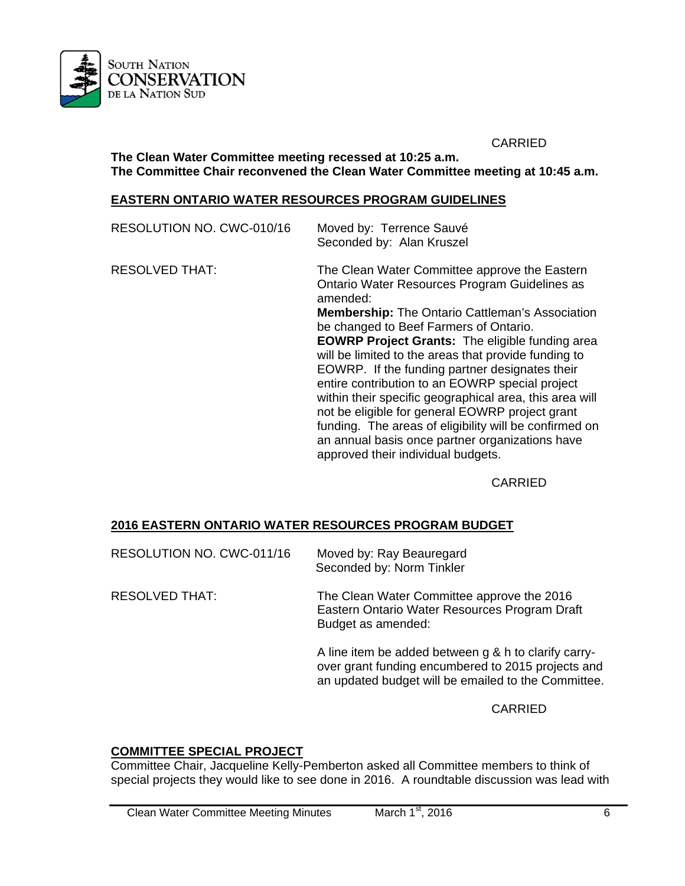CARRIED

**The Clean Water Committee meeting recessed at 10:25 a.m.**
**The Committee Chair reconvened the Clean Water Committee meeting at 10:45 a.m.**

## EASTERN ONTARIO WATER RESOURCES PROGRAM GUIDELINES

RESOLUTION NO. CWC-010/16 Moved by: Terrence Sauvé
Seconded by: Alan Kruszel

RESOLVED THAT: The Clean Water Committee approve the Eastern Ontario Water Resources Program Guidelines as amended:

**Membership:** The Ontario Cattleman's Association be changed to Beef Farmers of Ontario.

**EOWRP Project Grants:** The eligible funding area will be limited to the areas that provide funding to EOWRP. If the funding partner designates their entire contribution to an EOWRP special project within their specific geographical area, this area will not be eligible for general EOWRP project grant funding. The areas of eligibility will be confirmed on an annual basis once partner organizations have approved their individual budgets.

CARRIED

## 2016 EASTERN ONTARIO WATER RESOURCES PROGRAM BUDGET

RESOLUTION NO. CWC-011/16 Moved by: Ray Beauregard
Seconded by: Norm Tinkler

RESOLVED THAT: The Clean Water Committee approve the 2016 Eastern Ontario Water Resources Program Draft Budget as amended:

A line item be added between g & h to clarify carry-over grant funding encumbered to 2015 projects and an updated budget will be emailed to the Committee.

CARRIED

## COMMITTEE SPECIAL PROJECT

Committee Chair, Jacqueline Kelly-Pemberton asked all Committee members to think of special projects they would like to see done in 2016. A roundtable discussion was lead with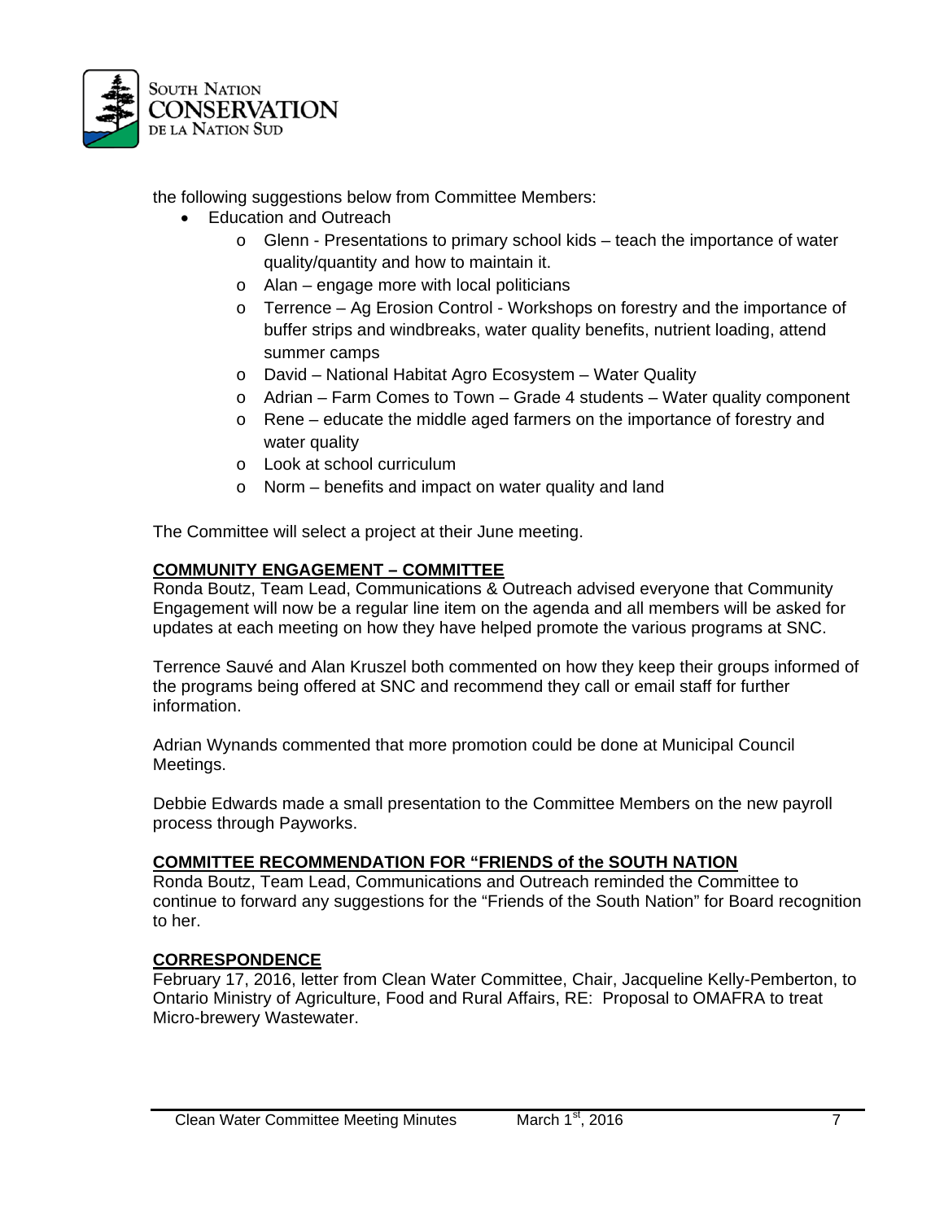the following suggestions below from Committee Members:

- Education and Outreach
  - Glenn - Presentations to primary school kids – teach the importance of water quality/quantity and how to maintain it.
  - Alan – engage more with local politicians
  - Terrence – Ag Erosion Control - Workshops on forestry and the importance of buffer strips and windbreaks, water quality benefits, nutrient loading, attend summer camps
  - David – National Habitat Agro Ecosystem – Water Quality
  - Adrian – Farm Comes to Town – Grade 4 students – Water quality component
  - Rene – educate the middle aged farmers on the importance of forestry and water quality
  - Look at school curriculum
  - Norm – benefits and impact on water quality and land

The Committee will select a project at their June meeting.

**COMMUNITY ENGAGEMENT – COMMITTEE**

Ronda Boutz, Team Lead, Communications & Outreach advised everyone that Community Engagement will now be a regular line item on the agenda and all members will be asked for updates at each meeting on how they have helped promote the various programs at SNC.

Terrence Sauvé and Alan Kruszel both commented on how they keep their groups informed of the programs being offered at SNC and recommend they call or email staff for further information.

Adrian Wynands commented that more promotion could be done at Municipal Council Meetings.

Debbie Edwards made a small presentation to the Committee Members on the new payroll process through Payworks.

**COMMITTEE RECOMMENDATION FOR "FRIENDS of the SOUTH NATION**

Ronda Boutz, Team Lead, Communications and Outreach reminded the Committee to continue to forward any suggestions for the "Friends of the South Nation" for Board recognition to her.

**CORRESPONDENCE**

February 17, 2016, letter from Clean Water Committee, Chair, Jacqueline Kelly-Pemberton, to Ontario Ministry of Agriculture, Food and Rural Affairs, RE: Proposal to OMAFRA to treat Micro-brewery Wastewater.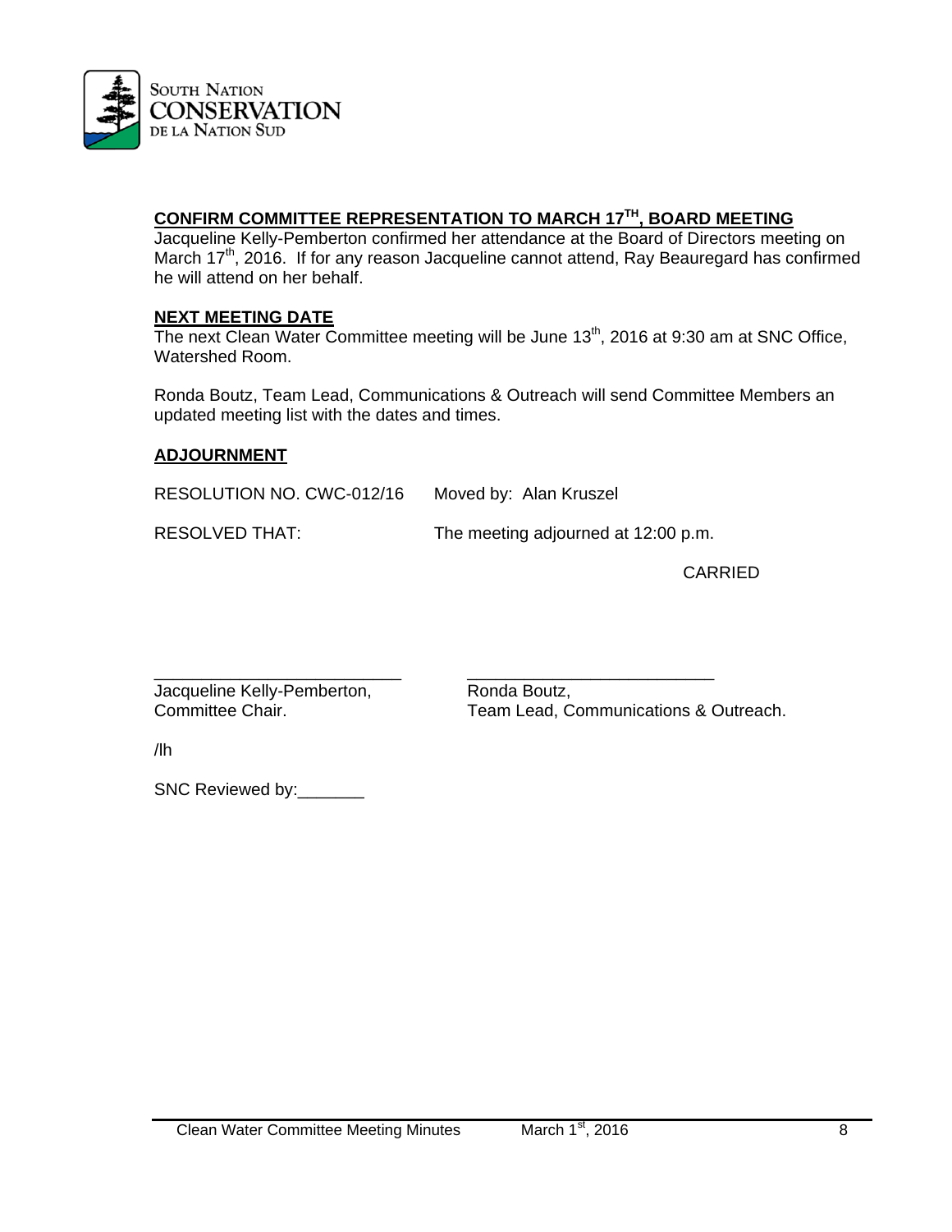**CONFIRM COMMITTEE REPRESENTATION TO MARCH 17TH, BOARD MEETING**

Jacqueline Kelly-Pemberton confirmed her attendance at the Board of Directors meeting on March 17th, 2016. If for any reason Jacqueline cannot attend, Ray Beauregard has confirmed he will attend on her behalf.

**NEXT MEETING DATE**

The next Clean Water Committee meeting will be June 13th, 2016 at 9:30 am at SNC Office, Watershed Room.

Ronda Boutz, Team Lead, Communications & Outreach will send Committee Members an updated meeting list with the dates and times.

**ADJOURNMENT**

RESOLUTION NO. CWC-012/16 Moved by: Alan Kruszel

RESOLVED THAT: The meeting adjourned at 12:00 p.m.

CARRIED

___________________________
Jacqueline Kelly-Pemberton,
Committee Chair.

___________________________
Ronda Boutz,
Team Lead, Communications & Outreach.

/lh

SNC Reviewed by:_______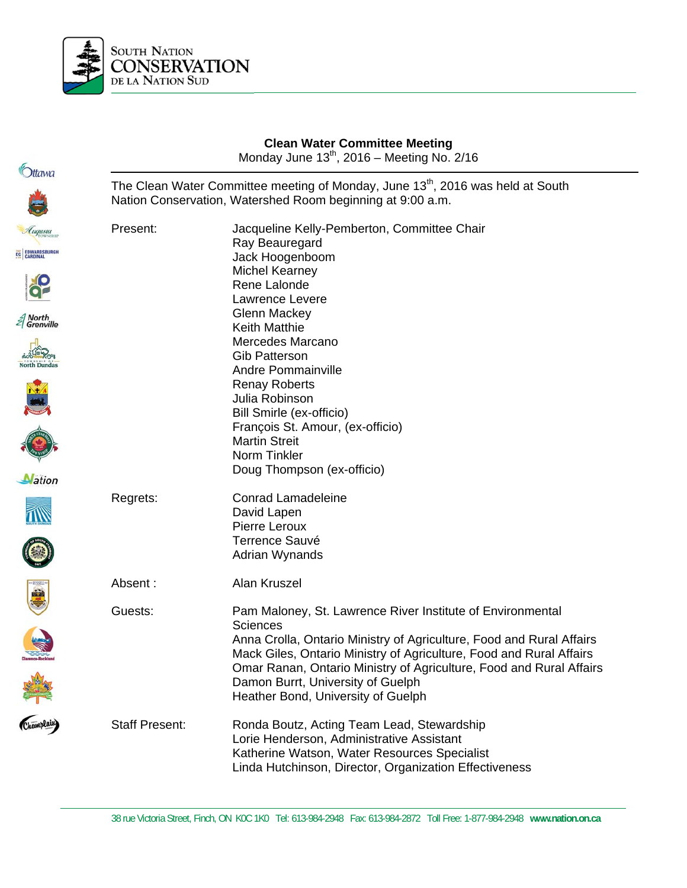**Clean Water Committee Meeting**
Monday June 13th, 2016 – Meeting No. 2/16

The Clean Water Committee meeting of Monday, June 13th, 2016 was held at South Nation Conservation, Watershed Room beginning at 9:00 a.m.

| | |
|---|---|
| Present: | Jacqueline Kelly-Pemberton, Committee Chair<br>Ray Beauregard<br>Jack Hoogenboom<br>Michel Kearney<br>Rene Lalonde<br>Lawrence Levere<br>Glenn Mackey<br>Keith Matthie<br>Mercedes Marcano<br>Gib Patterson<br>Andre Pommainville<br>Renay Roberts<br>Julia Robinson<br>Bill Smirle (ex-officio)<br>François St. Amour, (ex-officio)<br>Martin Streit<br>Norm Tinkler<br>Doug Thompson (ex-officio) |
| Regrets: | Conrad Lamadeleine<br>David Lapen<br>Pierre Leroux<br>Terrence Sauvé<br>Adrian Wynands |
| Absent : | Alan Kruszel |
| Guests: | Pam Maloney, St. Lawrence River Institute of Environmental Sciences<br>Anna Crolla, Ontario Ministry of Agriculture, Food and Rural Affairs<br>Mack Giles, Ontario Ministry of Agriculture, Food and Rural Affairs<br>Omar Ranan, Ontario Ministry of Agriculture, Food and Rural Affairs<br>Damon Burrt, University of Guelph<br>Heather Bond, University of Guelph |
| Staff Present: | Ronda Boutz, Acting Team Lead, Stewardship<br>Lorie Henderson, Administrative Assistant<br>Katherine Watson, Water Resources Specialist<br>Linda Hutchinson, Director, Organization Effectiveness |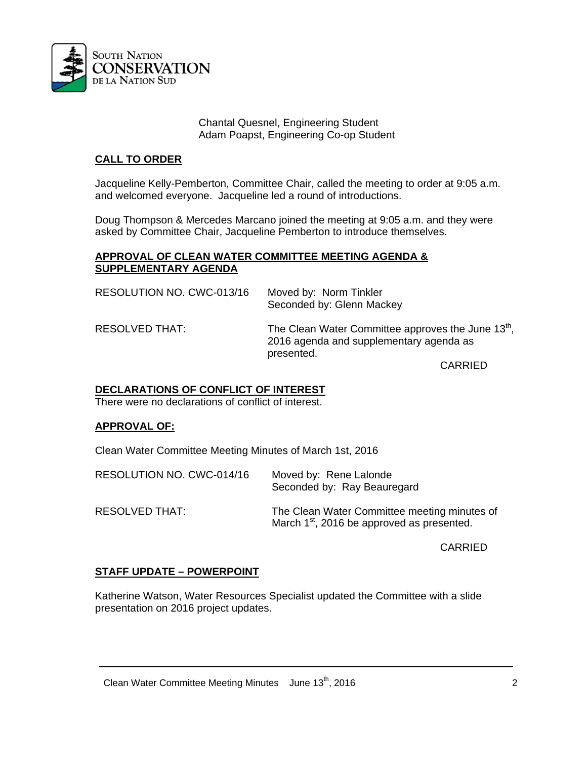Chantal Quesnel, Engineering Student
Adam Poapst, Engineering Co-op Student

## CALL TO ORDER

Jacqueline Kelly-Pemberton, Committee Chair, called the meeting to order at 9:05 a.m. and welcomed everyone. Jacqueline led a round of introductions.

Doug Thompson & Mercedes Marcano joined the meeting at 9:05 a.m. and they were asked by Committee Chair, Jacqueline Pemberton to introduce themselves.

## APPROVAL OF CLEAN WATER COMMITTEE MEETING AGENDA & SUPPLEMENTARY AGENDA

RESOLUTION NO. CWC-013/16 Moved by: Norm Tinkler
Seconded by: Glenn Mackey

RESOLVED THAT: The Clean Water Committee approves the June 13th, 2016 agenda and supplementary agenda as presented.

CARRIED

## DECLARATIONS OF CONFLICT OF INTEREST

There were no declarations of conflict of interest.

## APPROVAL OF:

Clean Water Committee Meeting Minutes of March 1st, 2016

RESOLUTION NO. CWC-014/16 Moved by: Rene Lalonde
Seconded by: Ray Beauregard

RESOLVED THAT: The Clean Water Committee meeting minutes of March 1st, 2016 be approved as presented.

CARRIED

## STAFF UPDATE – POWERPOINT

Katherine Watson, Water Resources Specialist updated the Committee with a slide presentation on 2016 project updates.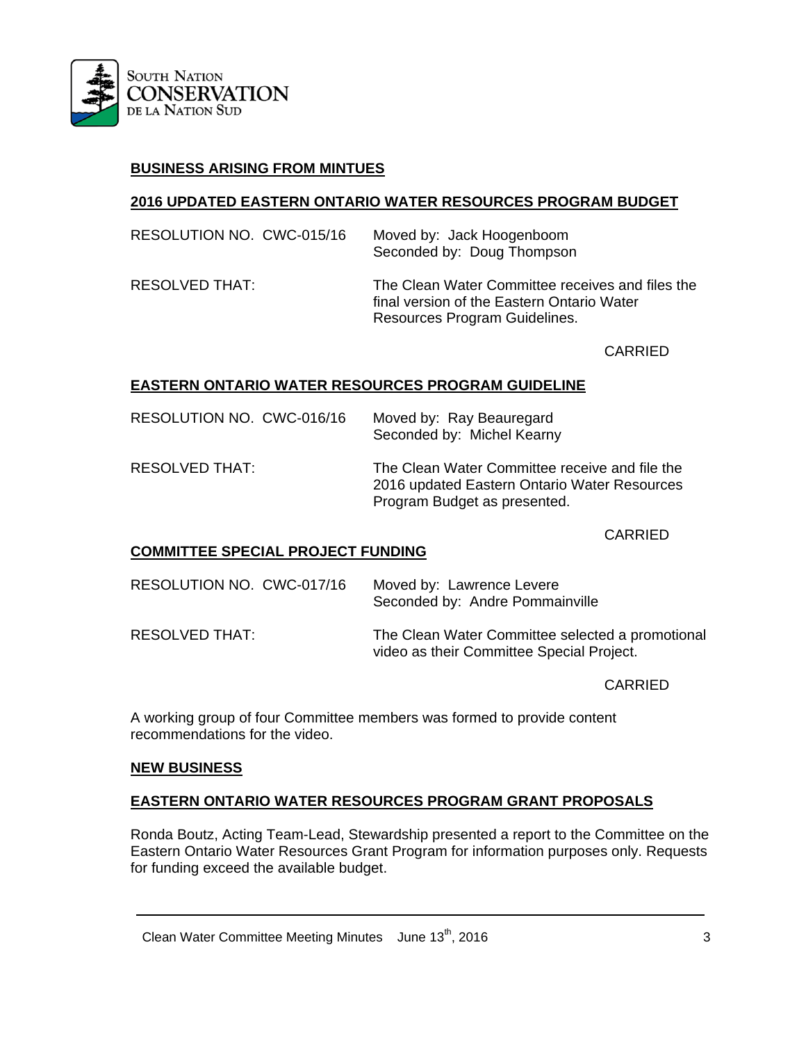**BUSINESS ARISING FROM MINTUES**

**2016 UPDATED EASTERN ONTARIO WATER RESOURCES PROGRAM BUDGET**

RESOLUTION NO. CWC-015/16  Moved by: Jack Hoogenboom
Seconded by: Doug Thompson

RESOLVED THAT: The Clean Water Committee receives and files the final version of the Eastern Ontario Water Resources Program Guidelines.

CARRIED

**EASTERN ONTARIO WATER RESOURCES PROGRAM GUIDELINE**

RESOLUTION NO. CWC-016/16  Moved by: Ray Beauregard
Seconded by: Michel Kearny

RESOLVED THAT: The Clean Water Committee receive and file the 2016 updated Eastern Ontario Water Resources Program Budget as presented.

CARRIED

**COMMITTEE SPECIAL PROJECT FUNDING**

RESOLUTION NO. CWC-017/16  Moved by: Lawrence Levere
Seconded by: Andre Pommainville

RESOLVED THAT: The Clean Water Committee selected a promotional video as their Committee Special Project.

CARRIED

A working group of four Committee members was formed to provide content recommendations for the video.

**NEW BUSINESS**

**EASTERN ONTARIO WATER RESOURCES PROGRAM GRANT PROPOSALS**

Ronda Boutz, Acting Team-Lead, Stewardship presented a report to the Committee on the Eastern Ontario Water Resources Grant Program for information purposes only. Requests for funding exceed the available budget.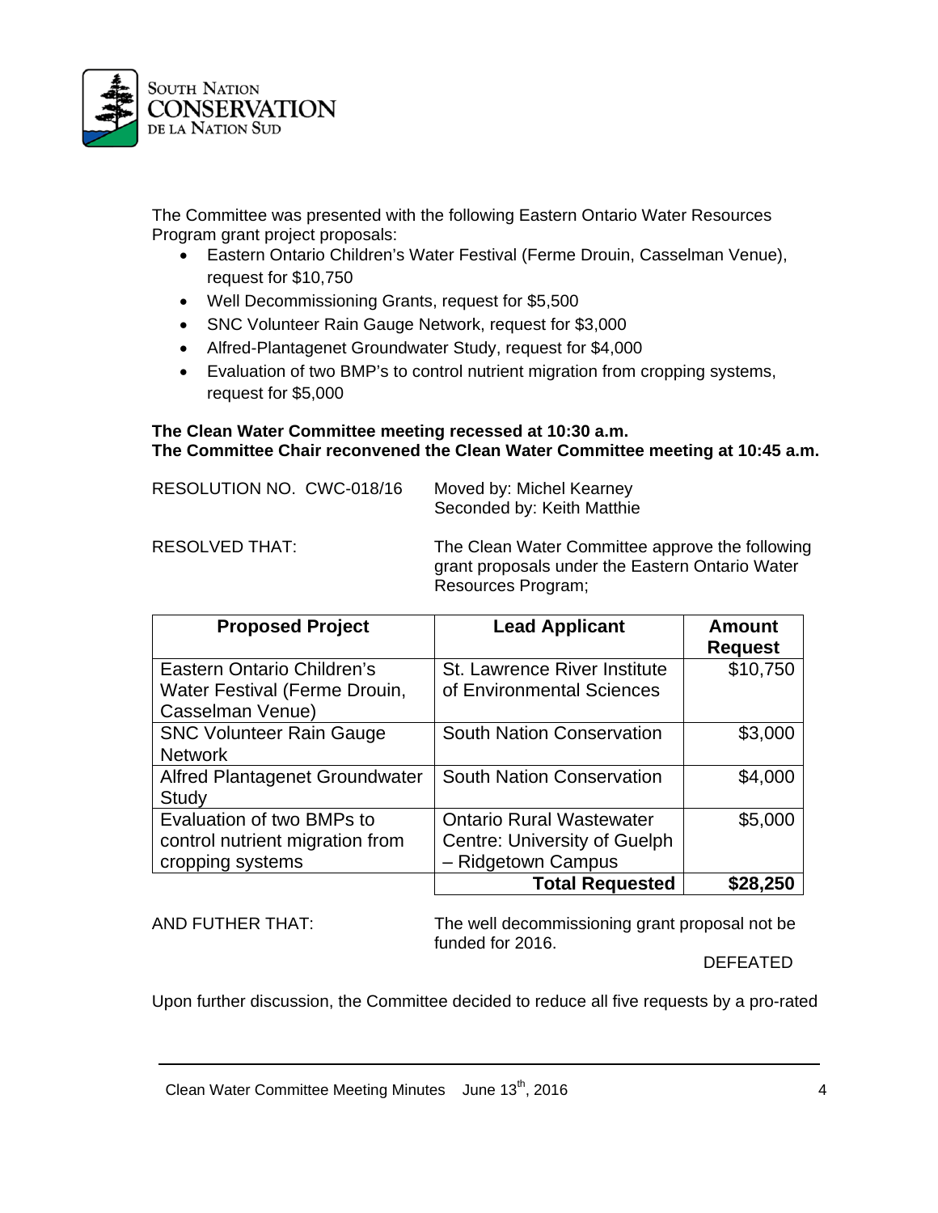The Committee was presented with the following Eastern Ontario Water Resources Program grant project proposals:

- Eastern Ontario Children's Water Festival (Ferme Drouin, Casselman Venue), request for $10,750
- Well Decommissioning Grants, request for $5,500
- SNC Volunteer Rain Gauge Network, request for $3,000
- Alfred-Plantagenet Groundwater Study, request for $4,000
- Evaluation of two BMP's to control nutrient migration from cropping systems, request for $5,000

**The Clean Water Committee meeting recessed at 10:30 a.m.**
**The Committee Chair reconvened the Clean Water Committee meeting at 10:45 a.m.**

RESOLUTION NO. CWC-018/16 — Moved by: Michel Kearney
Seconded by: Keith Matthie

RESOLVED THAT: The Clean Water Committee approve the following grant proposals under the Eastern Ontario Water Resources Program;

| Proposed Project | Lead Applicant | Amount Request |
|---|---|---|
| Eastern Ontario Children's Water Festival (Ferme Drouin, Casselman Venue) | St. Lawrence River Institute of Environmental Sciences | $10,750 |
| SNC Volunteer Rain Gauge Network | South Nation Conservation | $3,000 |
| Alfred Plantagenet Groundwater Study | South Nation Conservation | $4,000 |
| Evaluation of two BMPs to control nutrient migration from cropping systems | Ontario Rural Wastewater Centre: University of Guelph – Ridgetown Campus | $5,000 |
| | **Total Requested** | **$28,250** |

AND FUTHER THAT: The well decommissioning grant proposal not be funded for 2016.

DEFEATED

Upon further discussion, the Committee decided to reduce all five requests by a pro-rated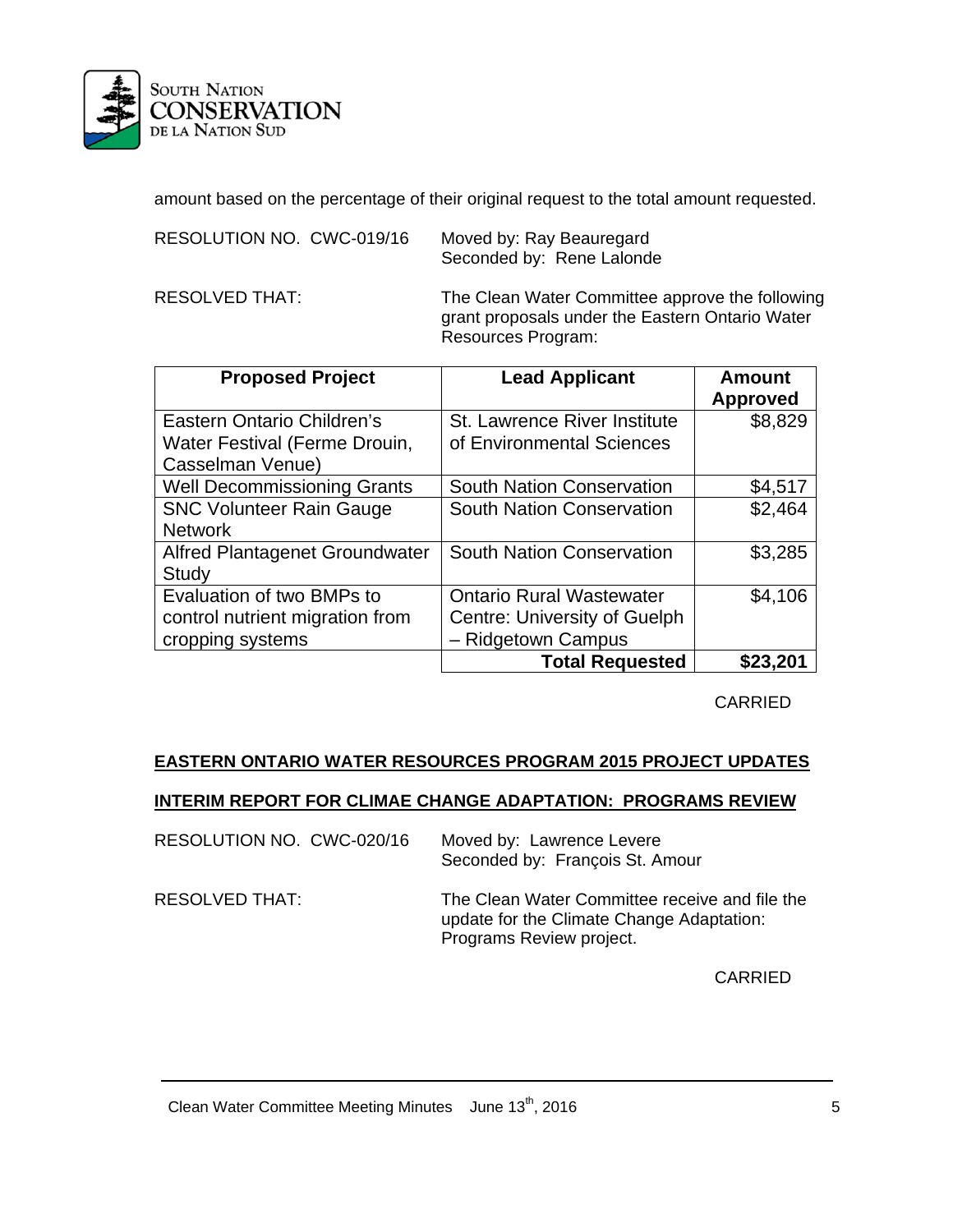amount based on the percentage of their original request to the total amount requested.

RESOLUTION NO. CWC-019/16 Moved by: Ray Beauregard
Seconded by: Rene Lalonde

RESOLVED THAT: The Clean Water Committee approve the following grant proposals under the Eastern Ontario Water Resources Program:

| Proposed Project | Lead Applicant | Amount Approved |
|---|---|---|
| Eastern Ontario Children's Water Festival (Ferme Drouin, Casselman Venue) | St. Lawrence River Institute of Environmental Sciences | $8,829 |
| Well Decommissioning Grants | South Nation Conservation | $4,517 |
| SNC Volunteer Rain Gauge Network | South Nation Conservation | $2,464 |
| Alfred Plantagenet Groundwater Study | South Nation Conservation | $3,285 |
| Evaluation of two BMPs to control nutrient migration from cropping systems | Ontario Rural Wastewater Centre: University of Guelph – Ridgetown Campus | $4,106 |
| | **Total Requested** | **$23,201** |

CARRIED

**EASTERN ONTARIO WATER RESOURCES PROGRAM 2015 PROJECT UPDATES**

**INTERIM REPORT FOR CLIMAE CHANGE ADAPTATION: PROGRAMS REVIEW**

RESOLUTION NO. CWC-020/16 Moved by: Lawrence Levere
Seconded by: François St. Amour

RESOLVED THAT: The Clean Water Committee receive and file the update for the Climate Change Adaptation: Programs Review project.

CARRIED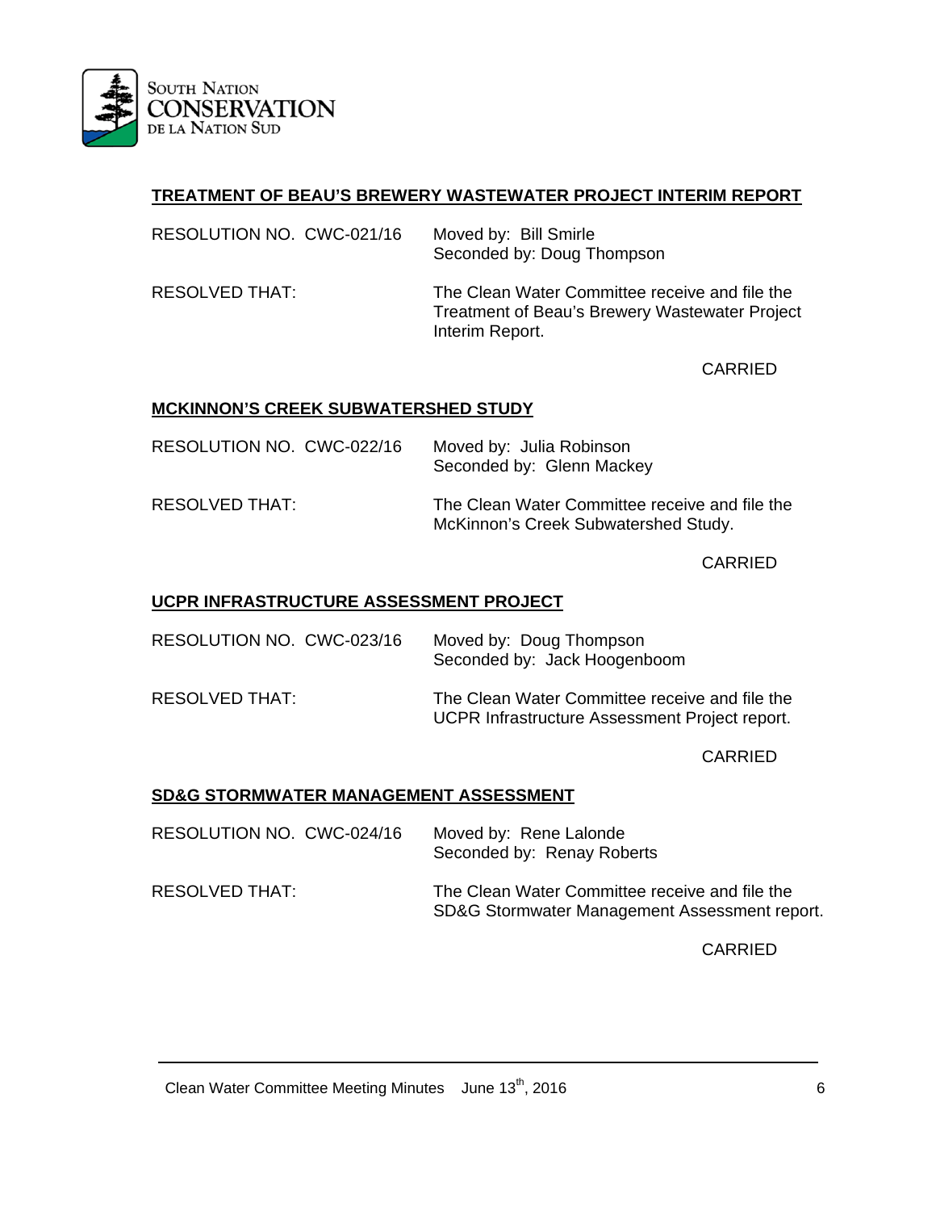**TREATMENT OF BEAU'S BREWERY WASTEWATER PROJECT INTERIM REPORT**

RESOLUTION NO. CWC-021/16 Moved by: Bill Smirle
Seconded by: Doug Thompson

RESOLVED THAT: The Clean Water Committee receive and file the Treatment of Beau's Brewery Wastewater Project Interim Report.

CARRIED

**MCKINNON'S CREEK SUBWATERSHED STUDY**

RESOLUTION NO. CWC-022/16 Moved by: Julia Robinson
Seconded by: Glenn Mackey

RESOLVED THAT: The Clean Water Committee receive and file the McKinnon's Creek Subwatershed Study.

CARRIED

**UCPR INFRASTRUCTURE ASSESSMENT PROJECT**

RESOLUTION NO. CWC-023/16 Moved by: Doug Thompson
Seconded by: Jack Hoogenboom

RESOLVED THAT: The Clean Water Committee receive and file the UCPR Infrastructure Assessment Project report.

CARRIED

**SD&G STORMWATER MANAGEMENT ASSESSMENT**

RESOLUTION NO. CWC-024/16 Moved by: Rene Lalonde
Seconded by: Renay Roberts

RESOLVED THAT: The Clean Water Committee receive and file the SD&G Stormwater Management Assessment report.

CARRIED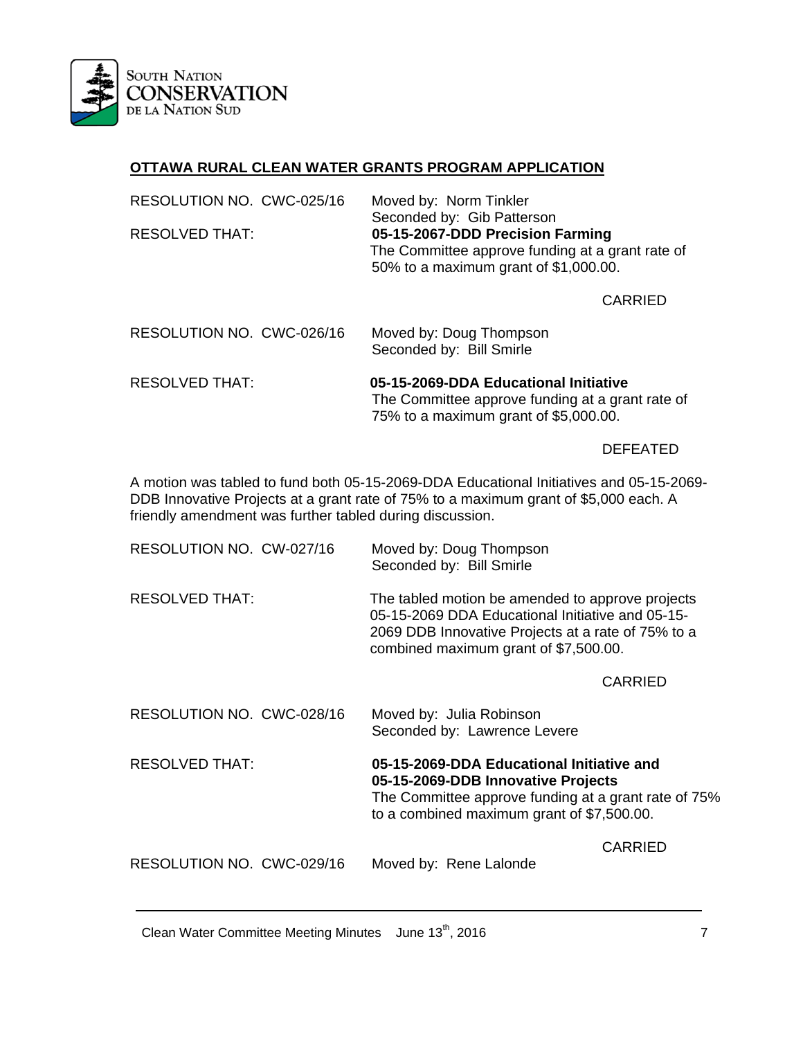## OTTAWA RURAL CLEAN WATER GRANTS PROGRAM APPLICATION

RESOLUTION NO. CWC-025/16 Moved by: Norm Tinkler
Seconded by: Gib Patterson

RESOLVED THAT: **05-15-2067-DDD Precision Farming**
The Committee approve funding at a grant rate of 50% to a maximum grant of $1,000.00.

CARRIED

RESOLUTION NO. CWC-026/16 Moved by: Doug Thompson
Seconded by: Bill Smirle

RESOLVED THAT: **05-15-2069-DDA Educational Initiative**
The Committee approve funding at a grant rate of 75% to a maximum grant of $5,000.00.

DEFEATED

A motion was tabled to fund both 05-15-2069-DDA Educational Initiatives and 05-15-2069-DDB Innovative Projects at a grant rate of 75% to a maximum grant of $5,000 each. A friendly amendment was further tabled during discussion.

RESOLUTION NO. CW-027/16 Moved by: Doug Thompson
Seconded by: Bill Smirle

RESOLVED THAT: The tabled motion be amended to approve projects 05-15-2069 DDA Educational Initiative and 05-15-2069 DDB Innovative Projects at a rate of 75% to a combined maximum grant of $7,500.00.

CARRIED

RESOLUTION NO. CWC-028/16 Moved by: Julia Robinson
Seconded by: Lawrence Levere

RESOLVED THAT: **05-15-2069-DDA Educational Initiative and 05-15-2069-DDB Innovative Projects**
The Committee approve funding at a grant rate of 75% to a combined maximum grant of $7,500.00.

CARRIED

RESOLUTION NO. CWC-029/16 Moved by: Rene Lalonde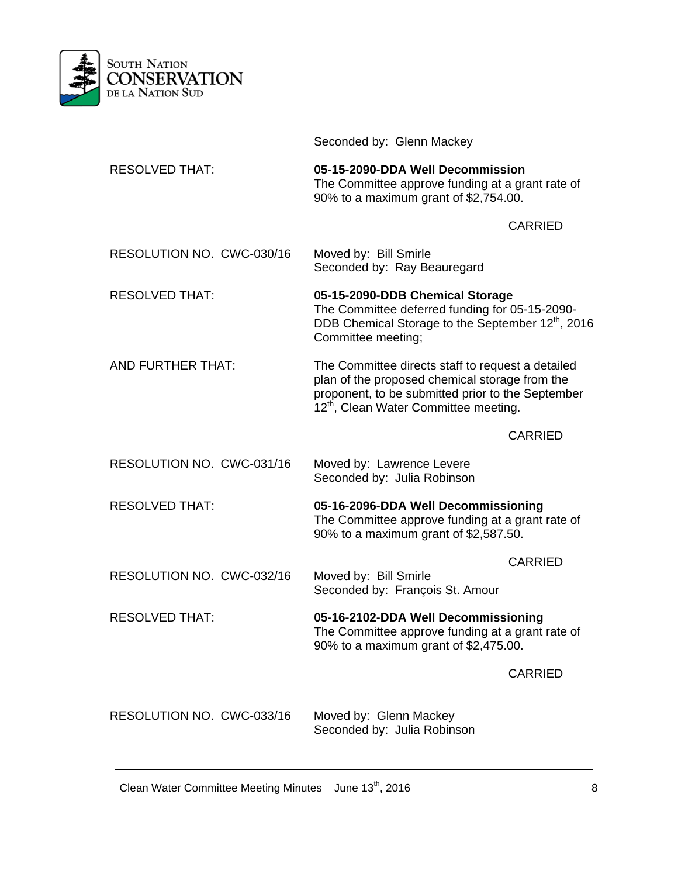Seconded by: Glenn Mackey

RESOLVED THAT: **05-15-2090-DDA Well Decommission**
The Committee approve funding at a grant rate of 90% to a maximum grant of $2,754.00.

CARRIED

RESOLUTION NO. CWC-030/16 Moved by: Bill Smirle
Seconded by: Ray Beauregard

RESOLVED THAT: **05-15-2090-DDB Chemical Storage**
The Committee deferred funding for 05-15-2090-DDB Chemical Storage to the September 12th, 2016 Committee meeting;

AND FURTHER THAT: The Committee directs staff to request a detailed plan of the proposed chemical storage from the proponent, to be submitted prior to the September 12th, Clean Water Committee meeting.

CARRIED

RESOLUTION NO. CWC-031/16 Moved by: Lawrence Levere
Seconded by: Julia Robinson

RESOLVED THAT: **05-16-2096-DDA Well Decommissioning**
The Committee approve funding at a grant rate of 90% to a maximum grant of $2,587.50.

CARRIED

RESOLUTION NO. CWC-032/16 Moved by: Bill Smirle
Seconded by: François St. Amour

RESOLVED THAT: **05-16-2102-DDA Well Decommissioning**
The Committee approve funding at a grant rate of 90% to a maximum grant of $2,475.00.

CARRIED

RESOLUTION NO. CWC-033/16 Moved by: Glenn Mackey
Seconded by: Julia Robinson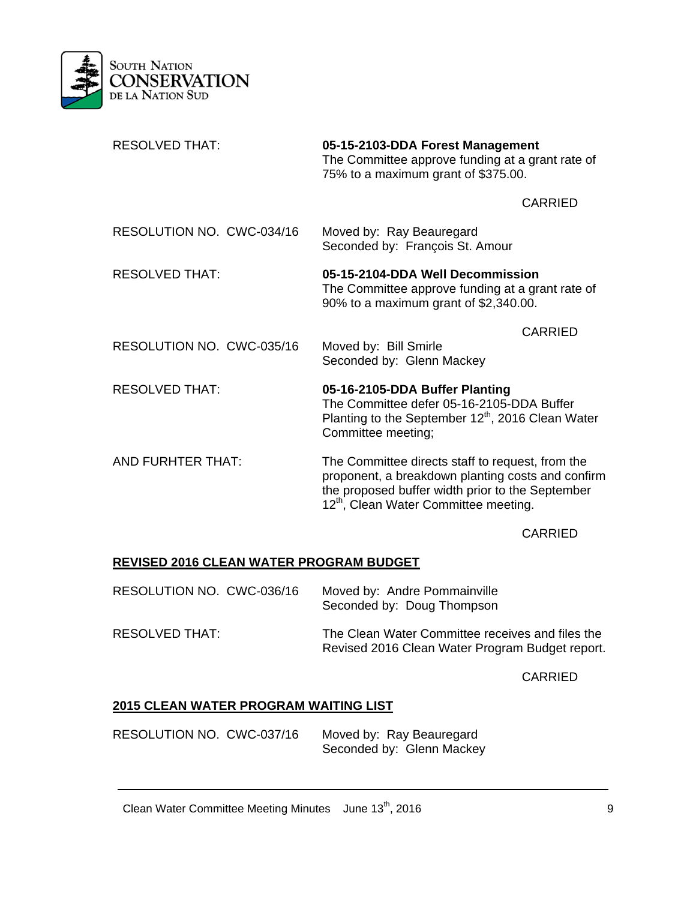RESOLVED THAT: **05-15-2103-DDA Forest Management**
The Committee approve funding at a grant rate of 75% to a maximum grant of $375.00.

CARRIED

RESOLUTION NO. CWC-034/16 Moved by: Ray Beauregard
Seconded by: François St. Amour

RESOLVED THAT: **05-15-2104-DDA Well Decommission**
The Committee approve funding at a grant rate of 90% to a maximum grant of $2,340.00.

CARRIED

RESOLUTION NO. CWC-035/16 Moved by: Bill Smirle
Seconded by: Glenn Mackey

RESOLVED THAT: **05-16-2105-DDA Buffer Planting**
The Committee defer 05-16-2105-DDA Buffer Planting to the September 12th, 2016 Clean Water Committee meeting;

AND FURHTER THAT: The Committee directs staff to request, from the proponent, a breakdown planting costs and confirm the proposed buffer width prior to the September 12th, Clean Water Committee meeting.

CARRIED

## REVISED 2016 CLEAN WATER PROGRAM BUDGET

RESOLUTION NO. CWC-036/16 Moved by: Andre Pommainville
Seconded by: Doug Thompson

RESOLVED THAT: The Clean Water Committee receives and files the Revised 2016 Clean Water Program Budget report.

CARRIED

## 2015 CLEAN WATER PROGRAM WAITING LIST

RESOLUTION NO. CWC-037/16 Moved by: Ray Beauregard
Seconded by: Glenn Mackey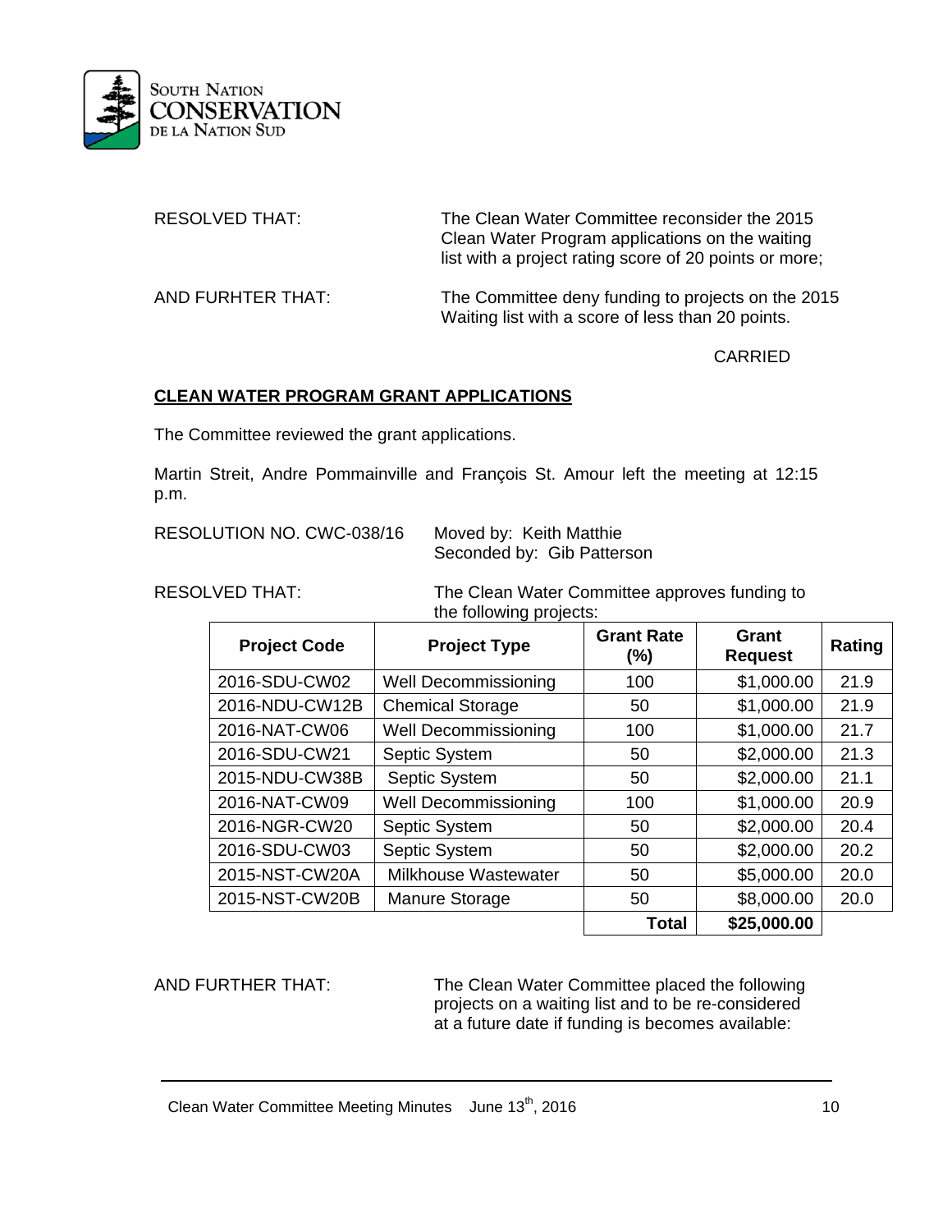RESOLVED THAT: The Clean Water Committee reconsider the 2015 Clean Water Program applications on the waiting list with a project rating score of 20 points or more;

AND FURHTER THAT: The Committee deny funding to projects on the 2015 Waiting list with a score of less than 20 points.

CARRIED

**CLEAN WATER PROGRAM GRANT APPLICATIONS**

The Committee reviewed the grant applications.

Martin Streit, Andre Pommainville and François St. Amour left the meeting at 12:15 p.m.

RESOLUTION NO. CWC-038/16 Moved by: Keith Matthie
Seconded by: Gib Patterson

RESOLVED THAT: The Clean Water Committee approves funding to the following projects:

| Project Code | Project Type | Grant Rate (%) | Grant Request | Rating |
|---|---|---|---|---|
| 2016-SDU-CW02 | Well Decommissioning | 100 | $1,000.00 | 21.9 |
| 2016-NDU-CW12B | Chemical Storage | 50 | $1,000.00 | 21.9 |
| 2016-NAT-CW06 | Well Decommissioning | 100 | $1,000.00 | 21.7 |
| 2016-SDU-CW21 | Septic System | 50 | $2,000.00 | 21.3 |
| 2015-NDU-CW38B | Septic System | 50 | $2,000.00 | 21.1 |
| 2016-NAT-CW09 | Well Decommissioning | 100 | $1,000.00 | 20.9 |
| 2016-NGR-CW20 | Septic System | 50 | $2,000.00 | 20.4 |
| 2016-SDU-CW03 | Septic System | 50 | $2,000.00 | 20.2 |
| 2015-NST-CW20A | Milkhouse Wastewater | 50 | $5,000.00 | 20.0 |
| 2015-NST-CW20B | Manure Storage | 50 | $8,000.00 | 20.0 |
| | | **Total** | **$25,000.00** | |

AND FURTHER THAT: The Clean Water Committee placed the following projects on a waiting list and to be re-considered at a future date if funding is becomes available: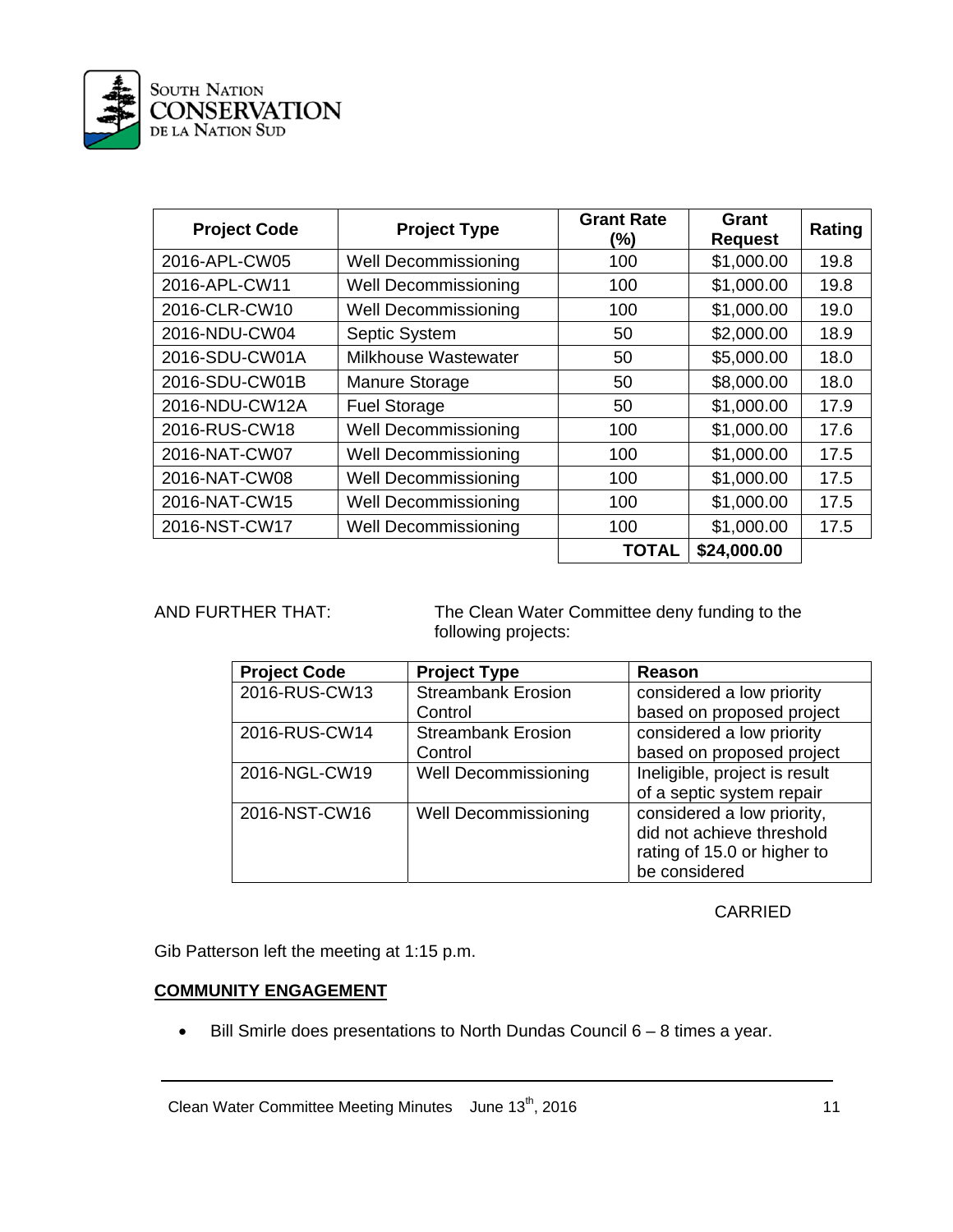| Project Code | Project Type | Grant Rate (%) | Grant Request | Rating |
|---|---|---|---|---|
| 2016-APL-CW05 | Well Decommissioning | 100 | \$1,000.00 | 19.8 |
| 2016-APL-CW11 | Well Decommissioning | 100 | \$1,000.00 | 19.8 |
| 2016-CLR-CW10 | Well Decommissioning | 100 | \$1,000.00 | 19.0 |
| 2016-NDU-CW04 | Septic System | 50 | \$2,000.00 | 18.9 |
| 2016-SDU-CW01A | Milkhouse Wastewater | 50 | \$5,000.00 | 18.0 |
| 2016-SDU-CW01B | Manure Storage | 50 | \$8,000.00 | 18.0 |
| 2016-NDU-CW12A | Fuel Storage | 50 | \$1,000.00 | 17.9 |
| 2016-RUS-CW18 | Well Decommissioning | 100 | \$1,000.00 | 17.6 |
| 2016-NAT-CW07 | Well Decommissioning | 100 | \$1,000.00 | 17.5 |
| 2016-NAT-CW08 | Well Decommissioning | 100 | \$1,000.00 | 17.5 |
| 2016-NAT-CW15 | Well Decommissioning | 100 | \$1,000.00 | 17.5 |
| 2016-NST-CW17 | Well Decommissioning | 100 | \$1,000.00 | 17.5 |
| | | **TOTAL** | **\$24,000.00** | |

AND FURTHER THAT: The Clean Water Committee deny funding to the following projects:

| Project Code | Project Type | Reason |
|---|---|---|
| 2016-RUS-CW13 | Streambank Erosion Control | considered a low priority based on proposed project |
| 2016-RUS-CW14 | Streambank Erosion Control | considered a low priority based on proposed project |
| 2016-NGL-CW19 | Well Decommissioning | Ineligible, project is result of a septic system repair |
| 2016-NST-CW16 | Well Decommissioning | considered a low priority, did not achieve threshold rating of 15.0 or higher to be considered |

CARRIED

Gib Patterson left the meeting at 1:15 p.m.

**COMMUNITY ENGAGEMENT**

- Bill Smirle does presentations to North Dundas Council 6 – 8 times a year.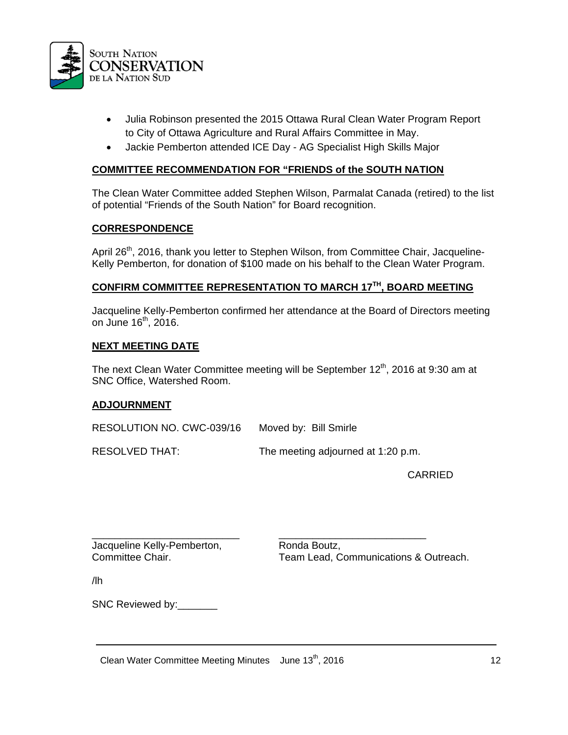- Julia Robinson presented the 2015 Ottawa Rural Clean Water Program Report to City of Ottawa Agriculture and Rural Affairs Committee in May.
- Jackie Pemberton attended ICE Day - AG Specialist High Skills Major

**COMMITTEE RECOMMENDATION FOR "FRIENDS of the SOUTH NATION**

The Clean Water Committee added Stephen Wilson, Parmalat Canada (retired) to the list of potential "Friends of the South Nation" for Board recognition.

**CORRESPONDENCE**

April 26th, 2016, thank you letter to Stephen Wilson, from Committee Chair, Jacqueline-Kelly Pemberton, for donation of $100 made on his behalf to the Clean Water Program.

**CONFIRM COMMITTEE REPRESENTATION TO MARCH 17TH, BOARD MEETING**

Jacqueline Kelly-Pemberton confirmed her attendance at the Board of Directors meeting on June 16th, 2016.

**NEXT MEETING DATE**

The next Clean Water Committee meeting will be September 12th, 2016 at 9:30 am at SNC Office, Watershed Room.

**ADJOURNMENT**

RESOLUTION NO. CWC-039/16 Moved by: Bill Smirle

RESOLVED THAT: The meeting adjourned at 1:20 p.m.

CARRIED

\_\_\_\_\_\_\_\_\_\_\_\_\_\_\_\_\_\_\_\_\_\_\_\_\_\_\_
Jacqueline Kelly-Pemberton,
Committee Chair.

\_\_\_\_\_\_\_\_\_\_\_\_\_\_\_\_\_\_\_\_\_\_\_\_\_\_\_
Ronda Boutz,
Team Lead, Communications & Outreach.

/lh

SNC Reviewed by:\_\_\_\_\_\_\_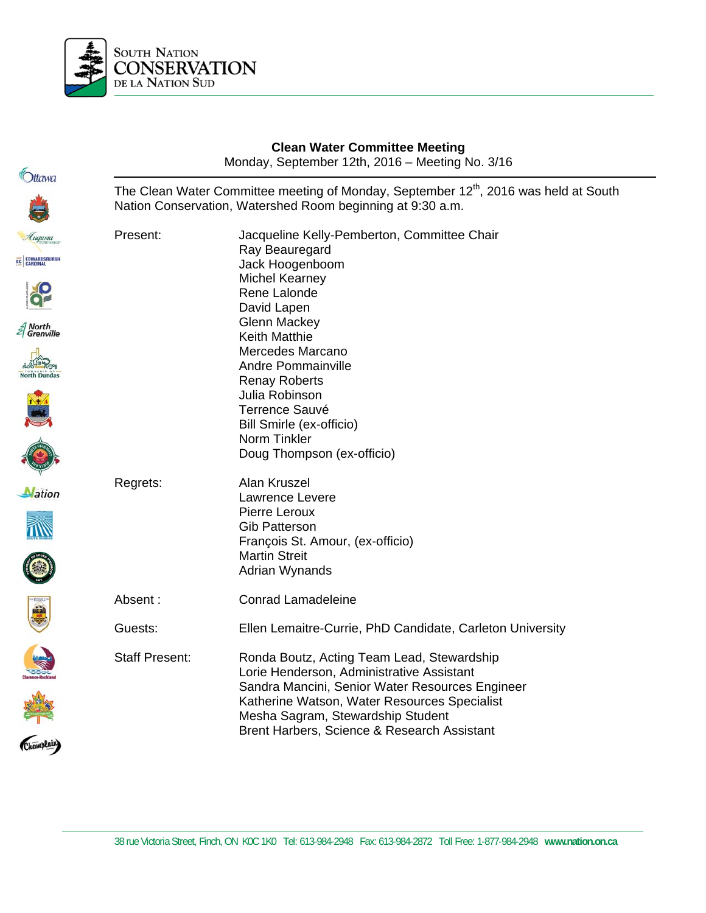**Clean Water Committee Meeting**
Monday, September 12th, 2016 – Meeting No. 3/16

The Clean Water Committee meeting of Monday, September 12th, 2016 was held at South Nation Conservation, Watershed Room beginning at 9:30 a.m.

| | |
|---|---|
| Present: | Jacqueline Kelly-Pemberton, Committee Chair<br>Ray Beauregard<br>Jack Hoogenboom<br>Michel Kearney<br>Rene Lalonde<br>David Lapen<br>Glenn Mackey<br>Keith Matthie<br>Mercedes Marcano<br>Andre Pommainville<br>Renay Roberts<br>Julia Robinson<br>Terrence Sauvé<br>Bill Smirle (ex-officio)<br>Norm Tinkler<br>Doug Thompson (ex-officio) |
| Regrets: | Alan Kruszel<br>Lawrence Levere<br>Pierre Leroux<br>Gib Patterson<br>François St. Amour, (ex-officio)<br>Martin Streit<br>Adrian Wynands |
| Absent : | Conrad Lamadeleine |
| Guests: | Ellen Lemaitre-Currie, PhD Candidate, Carleton University |
| Staff Present: | Ronda Boutz, Acting Team Lead, Stewardship<br>Lorie Henderson, Administrative Assistant<br>Sandra Mancini, Senior Water Resources Engineer<br>Katherine Watson, Water Resources Specialist<br>Mesha Sagram, Stewardship Student<br>Brent Harbers, Science & Research Assistant |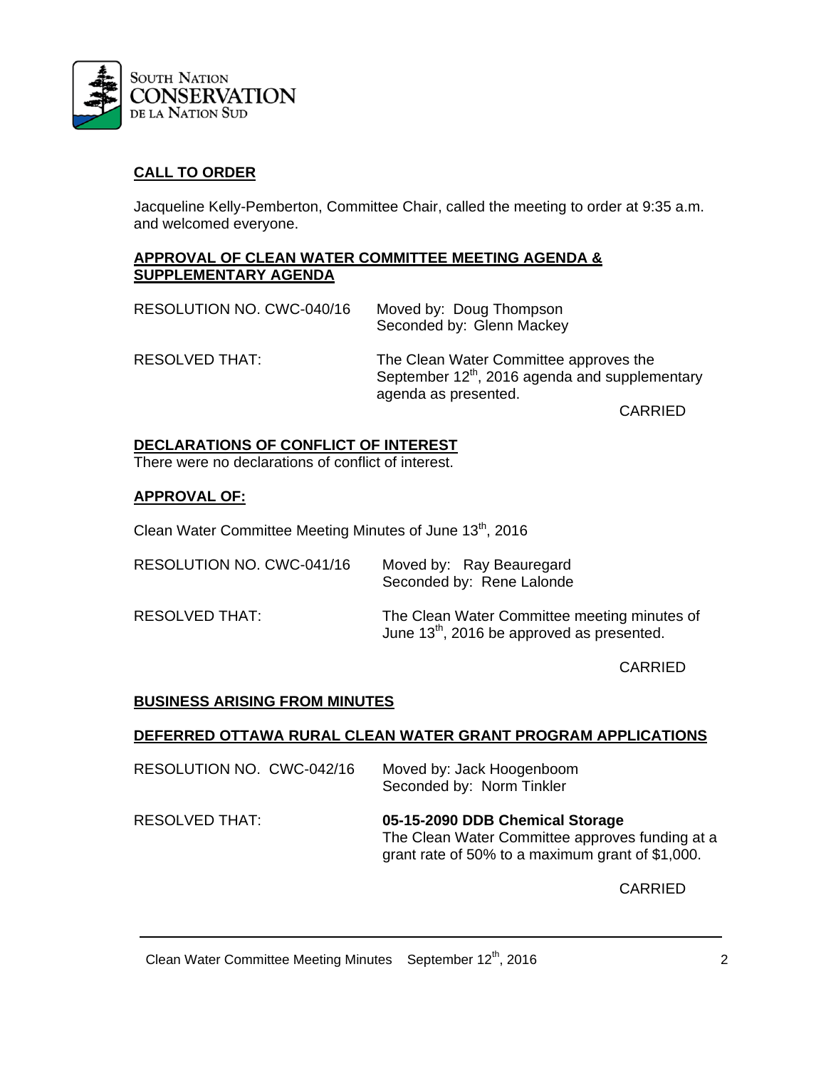## CALL TO ORDER

Jacqueline Kelly-Pemberton, Committee Chair, called the meeting to order at 9:35 a.m. and welcomed everyone.

## APPROVAL OF CLEAN WATER COMMITTEE MEETING AGENDA & SUPPLEMENTARY AGENDA

RESOLUTION NO. CWC-040/16 — Moved by: Doug Thompson
Seconded by: Glenn Mackey

RESOLVED THAT: The Clean Water Committee approves the September 12th, 2016 agenda and supplementary agenda as presented.

CARRIED

## DECLARATIONS OF CONFLICT OF INTEREST

There were no declarations of conflict of interest.

## APPROVAL OF:

Clean Water Committee Meeting Minutes of June 13th, 2016

RESOLUTION NO. CWC-041/16 — Moved by: Ray Beauregard
Seconded by: Rene Lalonde

RESOLVED THAT: The Clean Water Committee meeting minutes of June 13th, 2016 be approved as presented.

CARRIED

## BUSINESS ARISING FROM MINUTES

## DEFERRED OTTAWA RURAL CLEAN WATER GRANT PROGRAM APPLICATIONS

RESOLUTION NO. CWC-042/16 — Moved by: Jack Hoogenboom
Seconded by: Norm Tinkler

RESOLVED THAT: **05-15-2090 DDB Chemical Storage**
The Clean Water Committee approves funding at a grant rate of 50% to a maximum grant of $1,000.

CARRIED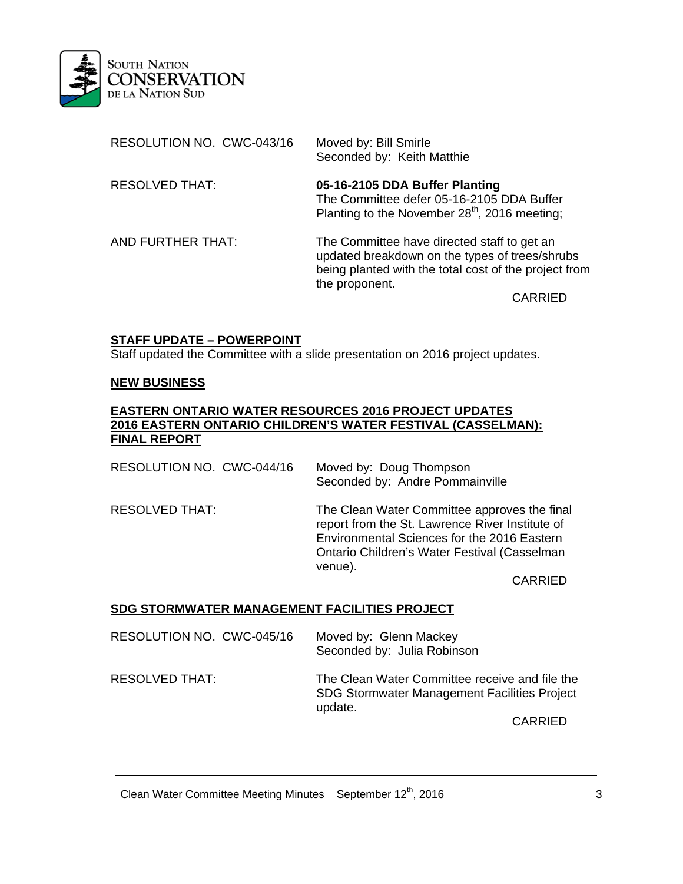RESOLUTION NO. CWC-043/16 Moved by: Bill Smirle
Seconded by: Keith Matthie

RESOLVED THAT: **05-16-2105 DDA Buffer Planting**
The Committee defer 05-16-2105 DDA Buffer Planting to the November 28th, 2016 meeting;

AND FURTHER THAT: The Committee have directed staff to get an updated breakdown on the types of trees/shrubs being planted with the total cost of the project from the proponent.

CARRIED

**STAFF UPDATE – POWERPOINT**

Staff updated the Committee with a slide presentation on 2016 project updates.

**NEW BUSINESS**

**EASTERN ONTARIO WATER RESOURCES 2016 PROJECT UPDATES**
**2016 EASTERN ONTARIO CHILDREN'S WATER FESTIVAL (CASSELMAN): FINAL REPORT**

RESOLUTION NO. CWC-044/16 Moved by: Doug Thompson
Seconded by: Andre Pommainville

RESOLVED THAT: The Clean Water Committee approves the final report from the St. Lawrence River Institute of Environmental Sciences for the 2016 Eastern Ontario Children's Water Festival (Casselman venue).

CARRIED

**SDG STORMWATER MANAGEMENT FACILITIES PROJECT**

RESOLUTION NO. CWC-045/16 Moved by: Glenn Mackey
Seconded by: Julia Robinson

RESOLVED THAT: The Clean Water Committee receive and file the SDG Stormwater Management Facilities Project update.

CARRIED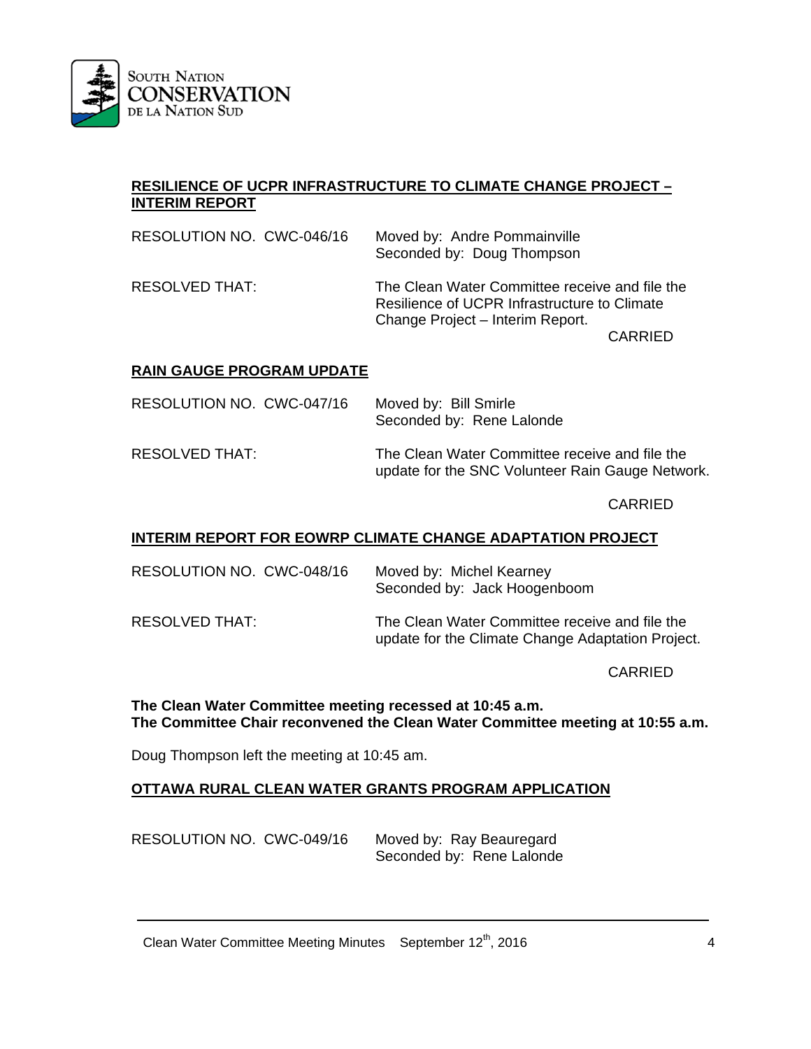**RESILIENCE OF UCPR INFRASTRUCTURE TO CLIMATE CHANGE PROJECT – INTERIM REPORT**

RESOLUTION NO. CWC-046/16 Moved by: Andre Pommainville
Seconded by: Doug Thompson

RESOLVED THAT: The Clean Water Committee receive and file the Resilience of UCPR Infrastructure to Climate Change Project – Interim Report.

CARRIED

**RAIN GAUGE PROGRAM UPDATE**

RESOLUTION NO. CWC-047/16 Moved by: Bill Smirle
Seconded by: Rene Lalonde

RESOLVED THAT: The Clean Water Committee receive and file the update for the SNC Volunteer Rain Gauge Network.

CARRIED

**INTERIM REPORT FOR EOWRP CLIMATE CHANGE ADAPTATION PROJECT**

RESOLUTION NO. CWC-048/16 Moved by: Michel Kearney
Seconded by: Jack Hoogenboom

RESOLVED THAT: The Clean Water Committee receive and file the update for the Climate Change Adaptation Project.

CARRIED

**The Clean Water Committee meeting recessed at 10:45 a.m.**
**The Committee Chair reconvened the Clean Water Committee meeting at 10:55 a.m.**

Doug Thompson left the meeting at 10:45 am.

**OTTAWA RURAL CLEAN WATER GRANTS PROGRAM APPLICATION**

RESOLUTION NO. CWC-049/16 Moved by: Ray Beauregard
Seconded by: Rene Lalonde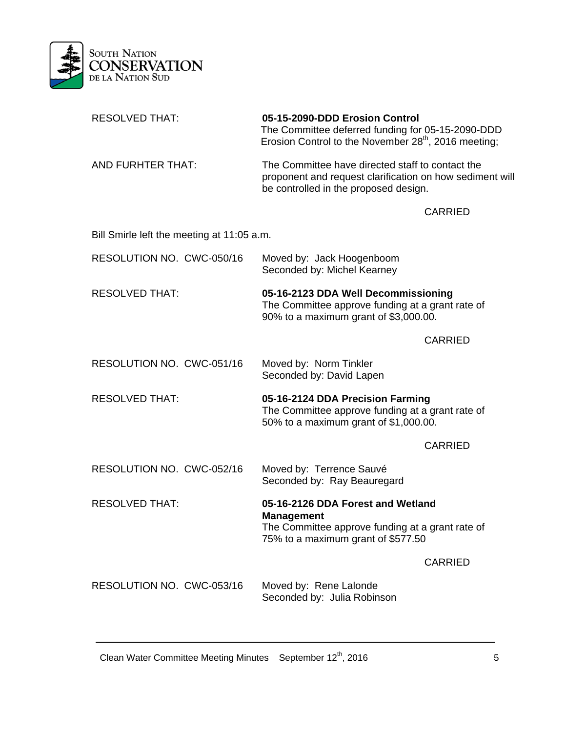RESOLVED THAT: **05-15-2090-DDD Erosion Control**
The Committee deferred funding for 05-15-2090-DDD Erosion Control to the November 28th, 2016 meeting;

AND FURHTER THAT: The Committee have directed staff to contact the proponent and request clarification on how sediment will be controlled in the proposed design.

CARRIED

Bill Smirle left the meeting at 11:05 a.m.

RESOLUTION NO. CWC-050/16 Moved by: Jack Hoogenboom
Seconded by: Michel Kearney

RESOLVED THAT: **05-16-2123 DDA Well Decommissioning**
The Committee approve funding at a grant rate of 90% to a maximum grant of $3,000.00.

CARRIED

RESOLUTION NO. CWC-051/16 Moved by: Norm Tinkler
Seconded by: David Lapen

RESOLVED THAT: **05-16-2124 DDA Precision Farming**
The Committee approve funding at a grant rate of 50% to a maximum grant of $1,000.00.

CARRIED

RESOLUTION NO. CWC-052/16 Moved by: Terrence Sauvé
Seconded by: Ray Beauregard

RESOLVED THAT: **05-16-2126 DDA Forest and Wetland Management**
The Committee approve funding at a grant rate of 75% to a maximum grant of $577.50

CARRIED

RESOLUTION NO. CWC-053/16 Moved by: Rene Lalonde
Seconded by: Julia Robinson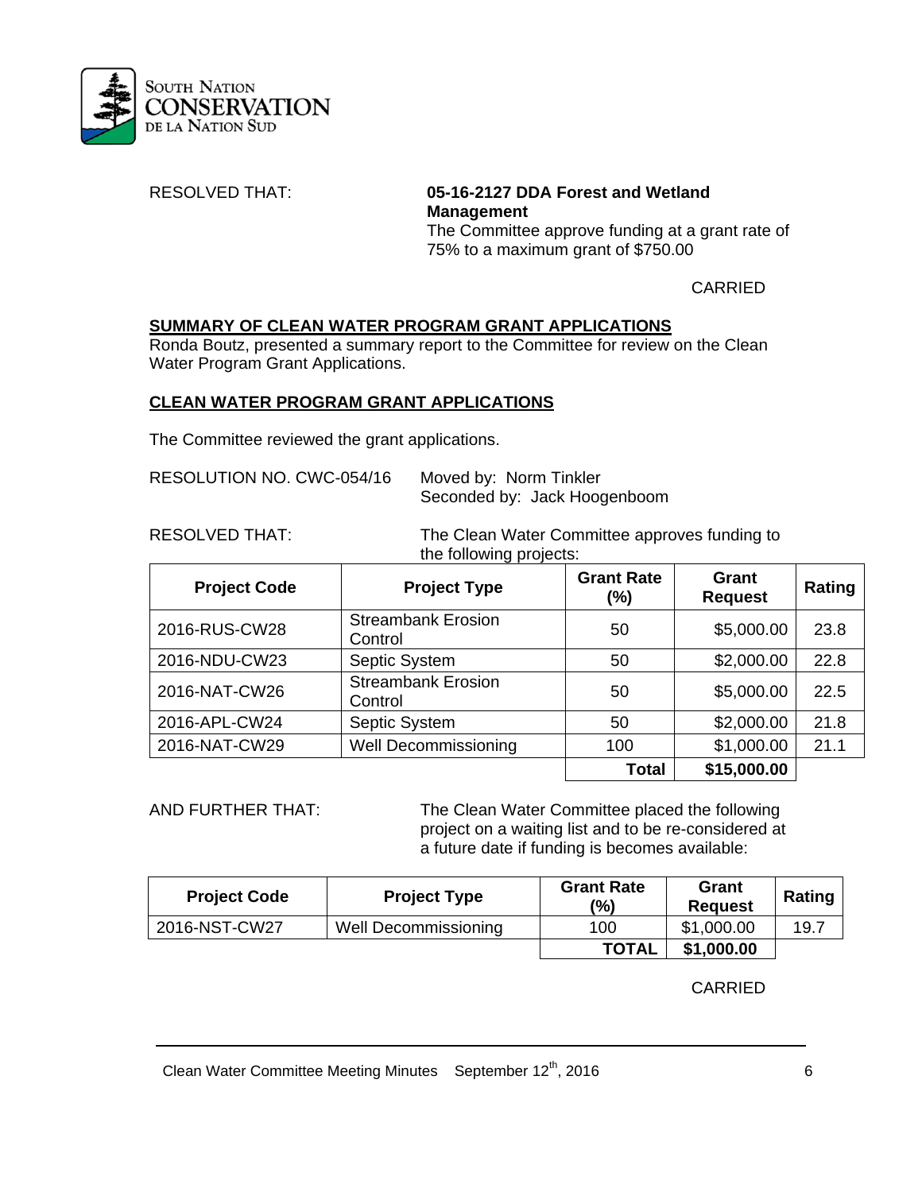RESOLVED THAT: **05-16-2127 DDA Forest and Wetland Management**
The Committee approve funding at a grant rate of 75% to a maximum grant of $750.00

CARRIED

**SUMMARY OF CLEAN WATER PROGRAM GRANT APPLICATIONS**

Ronda Boutz, presented a summary report to the Committee for review on the Clean Water Program Grant Applications.

**CLEAN WATER PROGRAM GRANT APPLICATIONS**

The Committee reviewed the grant applications.

RESOLUTION NO. CWC-054/16 Moved by: Norm Tinkler
Seconded by: Jack Hoogenboom

RESOLVED THAT: The Clean Water Committee approves funding to the following projects:

| Project Code | Project Type | Grant Rate (%) | Grant Request | Rating |
|---|---|---|---|---|
| 2016-RUS-CW28 | Streambank Erosion Control | 50 | $5,000.00 | 23.8 |
| 2016-NDU-CW23 | Septic System | 50 | $2,000.00 | 22.8 |
| 2016-NAT-CW26 | Streambank Erosion Control | 50 | $5,000.00 | 22.5 |
| 2016-APL-CW24 | Septic System | 50 | $2,000.00 | 21.8 |
| 2016-NAT-CW29 | Well Decommissioning | 100 | $1,000.00 | 21.1 |
| | | **Total** | **$15,000.00** | |

AND FURTHER THAT: The Clean Water Committee placed the following project on a waiting list and to be re-considered at a future date if funding is becomes available:

| Project Code | Project Type | Grant Rate (%) | Grant Request | Rating |
|---|---|---|---|---|
| 2016-NST-CW27 | Well Decommissioning | 100 | $1,000.00 | 19.7 |
| | | **TOTAL** | **$1,000.00** | |

CARRIED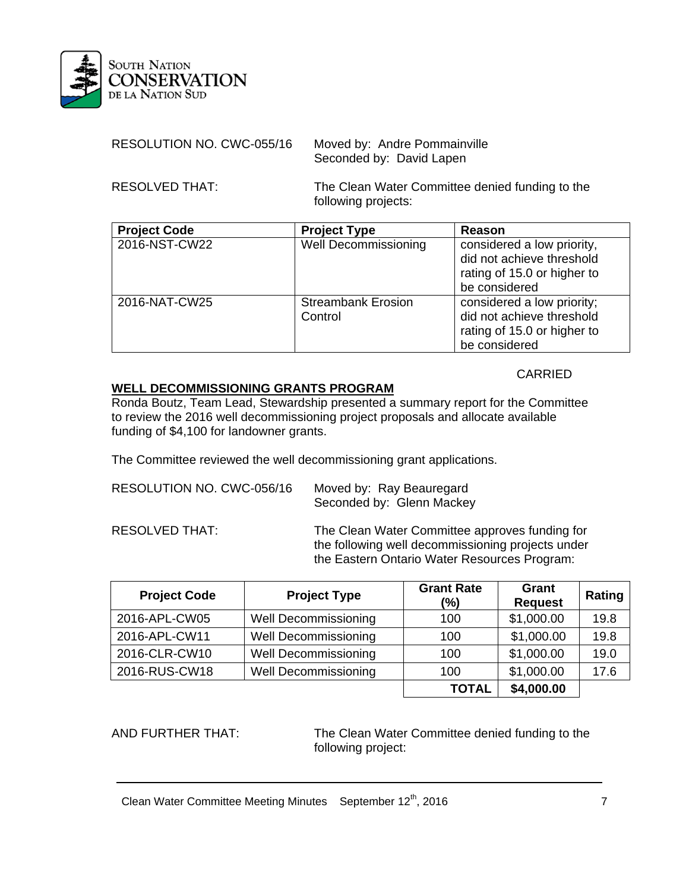RESOLUTION NO. CWC-055/16 Moved by: Andre Pommainville
Seconded by: David Lapen

RESOLVED THAT: The Clean Water Committee denied funding to the following projects:

| Project Code | Project Type | Reason |
|---|---|---|
| 2016-NST-CW22 | Well Decommissioning | considered a low priority, did not achieve threshold rating of 15.0 or higher to be considered |
| 2016-NAT-CW25 | Streambank Erosion Control | considered a low priority; did not achieve threshold rating of 15.0 or higher to be considered |

CARRIED

**WELL DECOMMISSIONING GRANTS PROGRAM**

Ronda Boutz, Team Lead, Stewardship presented a summary report for the Committee to review the 2016 well decommissioning project proposals and allocate available funding of $4,100 for landowner grants.

The Committee reviewed the well decommissioning grant applications.

RESOLUTION NO. CWC-056/16 Moved by: Ray Beauregard
Seconded by: Glenn Mackey

RESOLVED THAT: The Clean Water Committee approves funding for the following well decommissioning projects under the Eastern Ontario Water Resources Program:

| Project Code | Project Type | Grant Rate (%) | Grant Request | Rating |
|---|---|---|---|---|
| 2016-APL-CW05 | Well Decommissioning | 100 | $1,000.00 | 19.8 |
| 2016-APL-CW11 | Well Decommissioning | 100 | $1,000.00 | 19.8 |
| 2016-CLR-CW10 | Well Decommissioning | 100 | $1,000.00 | 19.0 |
| 2016-RUS-CW18 | Well Decommissioning | 100 | $1,000.00 | 17.6 |
| | | **TOTAL** | **$4,000.00** | |

AND FURTHER THAT: The Clean Water Committee denied funding to the following project: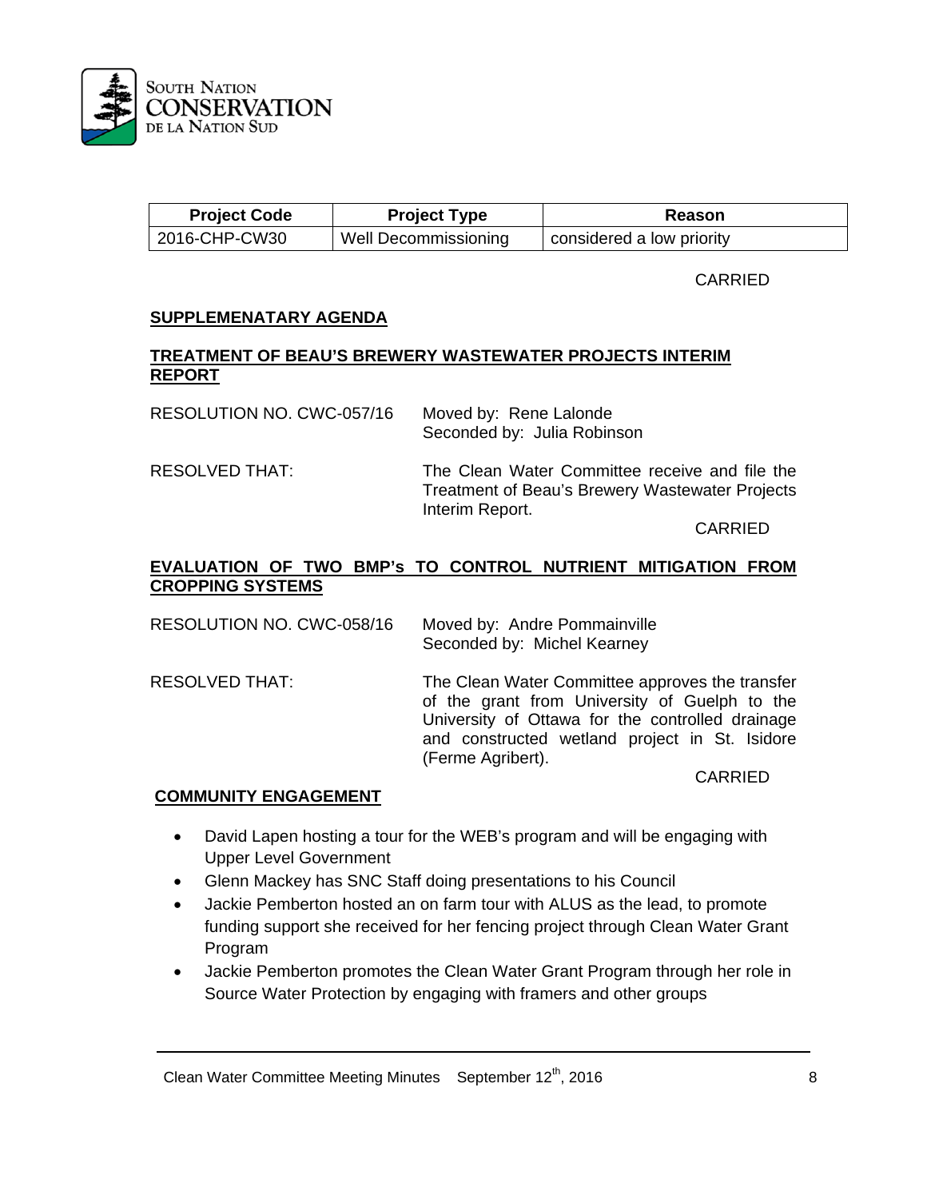| Project Code | Project Type | Reason |
| --- | --- | --- |
| 2016-CHP-CW30 | Well Decommissioning | considered a low priority |

CARRIED

**SUPPLEMENATARY AGENDA**

**TREATMENT OF BEAU'S BREWERY WASTEWATER PROJECTS INTERIM REPORT**

RESOLUTION NO. CWC-057/16 Moved by: Rene Lalonde
Seconded by: Julia Robinson

RESOLVED THAT: The Clean Water Committee receive and file the Treatment of Beau's Brewery Wastewater Projects Interim Report.

CARRIED

**EVALUATION OF TWO BMP's TO CONTROL NUTRIENT MITIGATION FROM CROPPING SYSTEMS**

RESOLUTION NO. CWC-058/16 Moved by: Andre Pommainville
Seconded by: Michel Kearney

RESOLVED THAT: The Clean Water Committee approves the transfer of the grant from University of Guelph to the University of Ottawa for the controlled drainage and constructed wetland project in St. Isidore (Ferme Agribert).

CARRIED

**COMMUNITY ENGAGEMENT**

- David Lapen hosting a tour for the WEB's program and will be engaging with Upper Level Government
- Glenn Mackey has SNC Staff doing presentations to his Council
- Jackie Pemberton hosted an on farm tour with ALUS as the lead, to promote funding support she received for her fencing project through Clean Water Grant Program
- Jackie Pemberton promotes the Clean Water Grant Program through her role in Source Water Protection by engaging with framers and other groups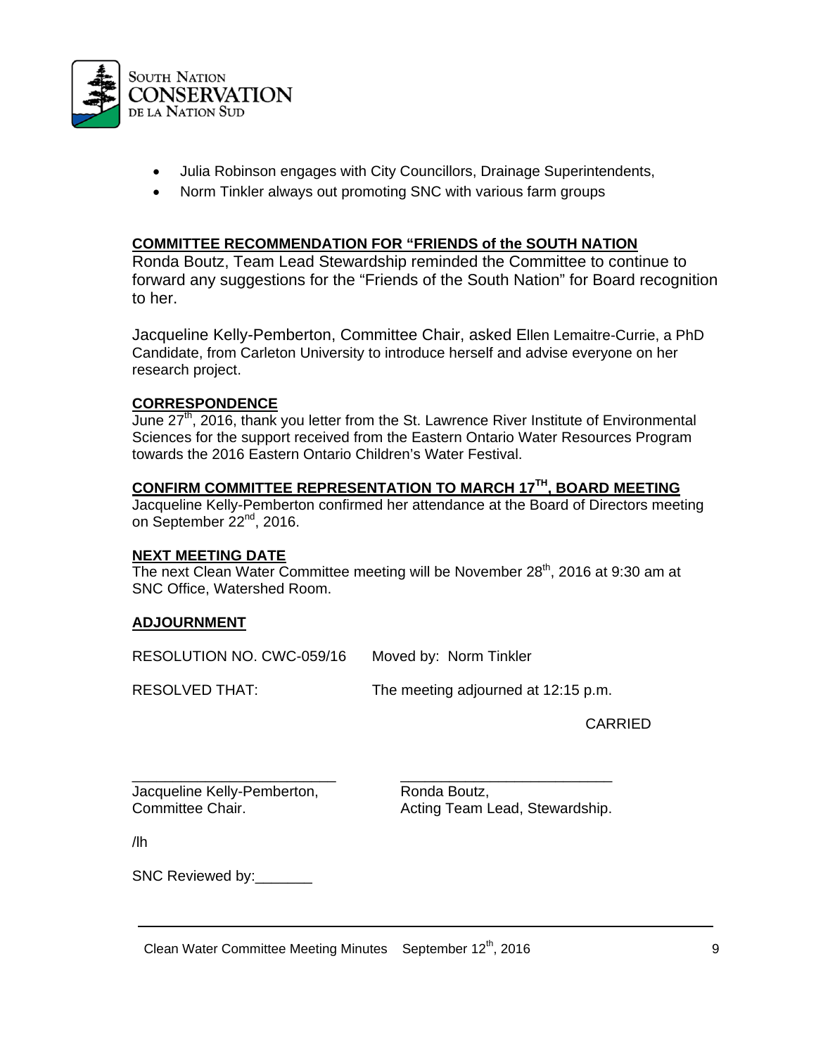- Julia Robinson engages with City Councillors, Drainage Superintendents,
- Norm Tinkler always out promoting SNC with various farm groups

**COMMITTEE RECOMMENDATION FOR "FRIENDS of the SOUTH NATION**

Ronda Boutz, Team Lead Stewardship reminded the Committee to continue to forward any suggestions for the "Friends of the South Nation" for Board recognition to her.

Jacqueline Kelly-Pemberton, Committee Chair, asked Ellen Lemaitre-Currie, a PhD Candidate, from Carleton University to introduce herself and advise everyone on her research project.

**CORRESPONDENCE**

June 27th, 2016, thank you letter from the St. Lawrence River Institute of Environmental Sciences for the support received from the Eastern Ontario Water Resources Program towards the 2016 Eastern Ontario Children's Water Festival.

**CONFIRM COMMITTEE REPRESENTATION TO MARCH 17TH, BOARD MEETING**

Jacqueline Kelly-Pemberton confirmed her attendance at the Board of Directors meeting on September 22nd, 2016.

**NEXT MEETING DATE**

The next Clean Water Committee meeting will be November 28th, 2016 at 9:30 am at SNC Office, Watershed Room.

**ADJOURNMENT**

RESOLUTION NO. CWC-059/16 Moved by: Norm Tinkler

RESOLVED THAT: The meeting adjourned at 12:15 p.m.

CARRIED

| ___________________________ | ___________________________ |
|---|---|
| Jacqueline Kelly-Pemberton, | Ronda Boutz, |
| Committee Chair. | Acting Team Lead, Stewardship. |

/lh

SNC Reviewed by:_______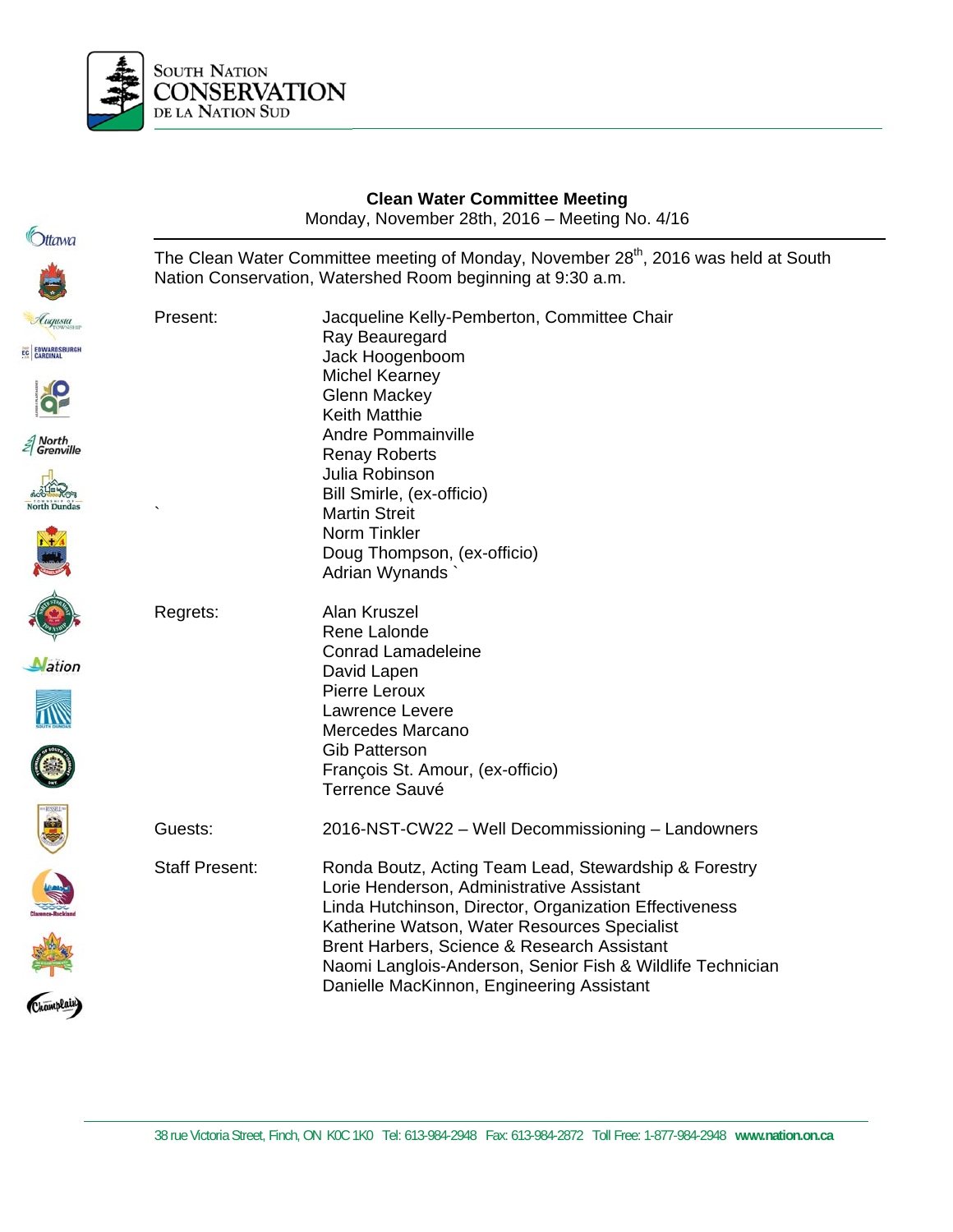South Nation Conservation de la Nation Sud

## Clean Water Committee Meeting

Monday, November 28th, 2016 – Meeting No. 4/16

The Clean Water Committee meeting of Monday, November 28th, 2016 was held at South Nation Conservation, Watershed Room beginning at 9:30 a.m.

| | |
|---|---|
| Present: | Jacqueline Kelly-Pemberton, Committee Chair<br>Ray Beauregard<br>Jack Hoogenboom<br>Michel Kearney<br>Glenn Mackey<br>Keith Matthie<br>Andre Pommainville<br>Renay Roberts<br>Julia Robinson<br>Bill Smirle, (ex-officio)<br>Martin Streit<br>Norm Tinkler<br>Doug Thompson, (ex-officio)<br>Adrian Wynands |
| Regrets: | Alan Kruszel<br>Rene Lalonde<br>Conrad Lamadeleine<br>David Lapen<br>Pierre Leroux<br>Lawrence Levere<br>Mercedes Marcano<br>Gib Patterson<br>François St. Amour, (ex-officio)<br>Terrence Sauvé |
| Guests: | 2016-NST-CW22 – Well Decommissioning – Landowners |
| Staff Present: | Ronda Boutz, Acting Team Lead, Stewardship & Forestry<br>Lorie Henderson, Administrative Assistant<br>Linda Hutchinson, Director, Organization Effectiveness<br>Katherine Watson, Water Resources Specialist<br>Brent Harbers, Science & Research Assistant<br>Naomi Langlois-Anderson, Senior Fish & Wildlife Technician<br>Danielle MacKinnon, Engineering Assistant |

38 rue Victoria Street, Finch, ON K0C 1K0 Tel: 613-984-2948 Fax: 613-984-2872 Toll Free: 1-877-984-2948 **www.nation.on.ca**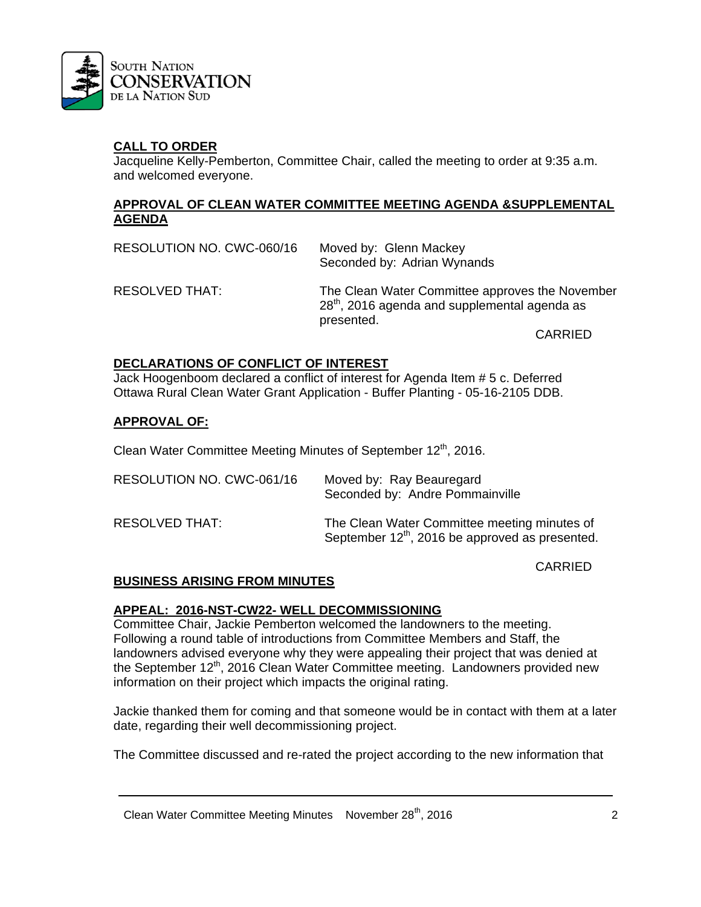## CALL TO ORDER

Jacqueline Kelly-Pemberton, Committee Chair, called the meeting to order at 9:35 a.m. and welcomed everyone.

## APPROVAL OF CLEAN WATER COMMITTEE MEETING AGENDA &SUPPLEMENTAL AGENDA

RESOLUTION NO. CWC-060/16 Moved by: Glenn Mackey
Seconded by: Adrian Wynands

RESOLVED THAT: The Clean Water Committee approves the November 28th, 2016 agenda and supplemental agenda as presented.

CARRIED

## DECLARATIONS OF CONFLICT OF INTEREST

Jack Hoogenboom declared a conflict of interest for Agenda Item # 5 c. Deferred Ottawa Rural Clean Water Grant Application - Buffer Planting - 05-16-2105 DDB.

## APPROVAL OF:

Clean Water Committee Meeting Minutes of September 12th, 2016.

RESOLUTION NO. CWC-061/16 Moved by: Ray Beauregard
Seconded by: Andre Pommainville

RESOLVED THAT: The Clean Water Committee meeting minutes of September 12th, 2016 be approved as presented.

CARRIED

## BUSINESS ARISING FROM MINUTES

## APPEAL: 2016-NST-CW22- WELL DECOMMISSIONING

Committee Chair, Jackie Pemberton welcomed the landowners to the meeting. Following a round table of introductions from Committee Members and Staff, the landowners advised everyone why they were appealing their project that was denied at the September 12th, 2016 Clean Water Committee meeting. Landowners provided new information on their project which impacts the original rating.

Jackie thanked them for coming and that someone would be in contact with them at a later date, regarding their well decommissioning project.

The Committee discussed and re-rated the project according to the new information that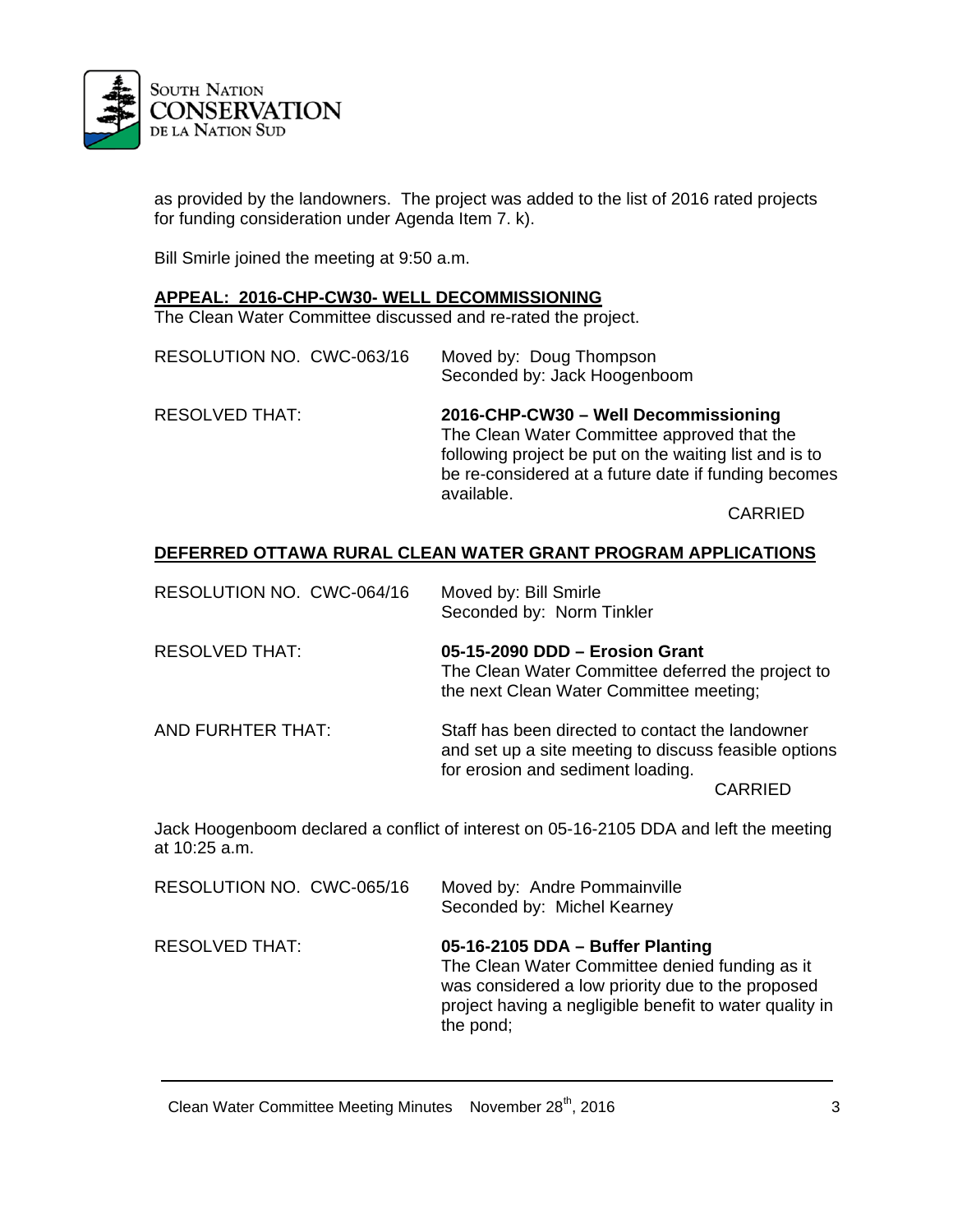as provided by the landowners. The project was added to the list of 2016 rated projects for funding consideration under Agenda Item 7. k).

Bill Smirle joined the meeting at 9:50 a.m.

**APPEAL: 2016-CHP-CW30- WELL DECOMMISSIONING**

The Clean Water Committee discussed and re-rated the project.

RESOLUTION NO. CWC-063/16 — Moved by: Doug Thompson; Seconded by: Jack Hoogenboom

RESOLVED THAT: **2016-CHP-CW30 – Well Decommissioning**
The Clean Water Committee approved that the following project be put on the waiting list and is to be re-considered at a future date if funding becomes available.

CARRIED

**DEFERRED OTTAWA RURAL CLEAN WATER GRANT PROGRAM APPLICATIONS**

RESOLUTION NO. CWC-064/16 — Moved by: Bill Smirle; Seconded by: Norm Tinkler

RESOLVED THAT: **05-15-2090 DDD – Erosion Grant**
The Clean Water Committee deferred the project to the next Clean Water Committee meeting;

AND FURHTER THAT: Staff has been directed to contact the landowner and set up a site meeting to discuss feasible options for erosion and sediment loading.

CARRIED

Jack Hoogenboom declared a conflict of interest on 05-16-2105 DDA and left the meeting at 10:25 a.m.

RESOLUTION NO. CWC-065/16 — Moved by: Andre Pommainville; Seconded by: Michel Kearney

RESOLVED THAT: **05-16-2105 DDA – Buffer Planting**
The Clean Water Committee denied funding as it was considered a low priority due to the proposed project having a negligible benefit to water quality in the pond;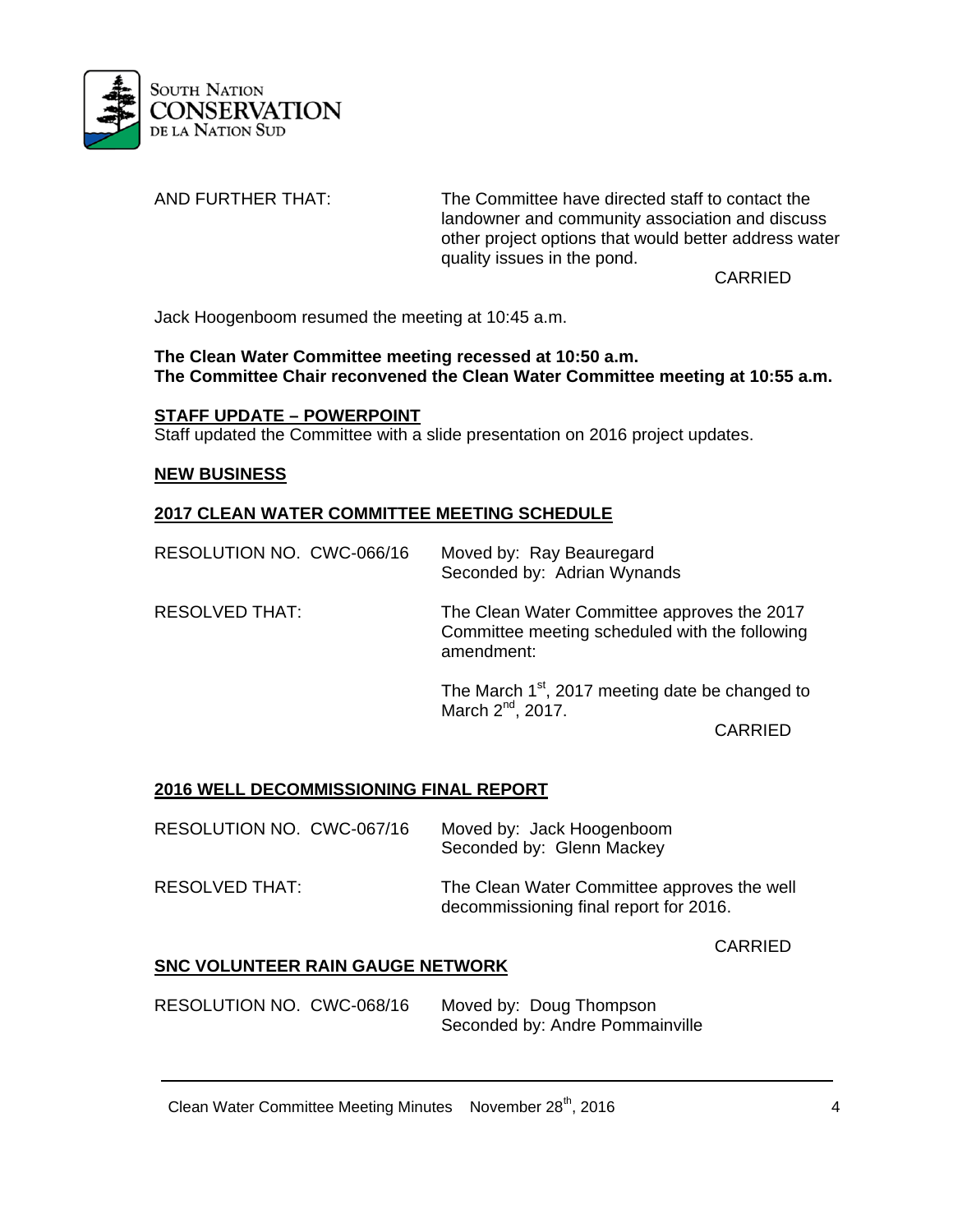AND FURTHER THAT: The Committee have directed staff to contact the landowner and community association and discuss other project options that would better address water quality issues in the pond.

CARRIED

Jack Hoogenboom resumed the meeting at 10:45 a.m.

**The Clean Water Committee meeting recessed at 10:50 a.m.**
**The Committee Chair reconvened the Clean Water Committee meeting at 10:55 a.m.**

**STAFF UPDATE – POWERPOINT**

Staff updated the Committee with a slide presentation on 2016 project updates.

**NEW BUSINESS**

**2017 CLEAN WATER COMMITTEE MEETING SCHEDULE**

RESOLUTION NO. CWC-066/16 Moved by: Ray Beauregard
Seconded by: Adrian Wynands

RESOLVED THAT: The Clean Water Committee approves the 2017 Committee meeting scheduled with the following amendment:

The March 1st, 2017 meeting date be changed to March 2nd, 2017.

CARRIED

**2016 WELL DECOMMISSIONING FINAL REPORT**

RESOLUTION NO. CWC-067/16 Moved by: Jack Hoogenboom
Seconded by: Glenn Mackey

RESOLVED THAT: The Clean Water Committee approves the well decommissioning final report for 2016.

CARRIED

**SNC VOLUNTEER RAIN GAUGE NETWORK**

RESOLUTION NO. CWC-068/16 Moved by: Doug Thompson
Seconded by: Andre Pommainville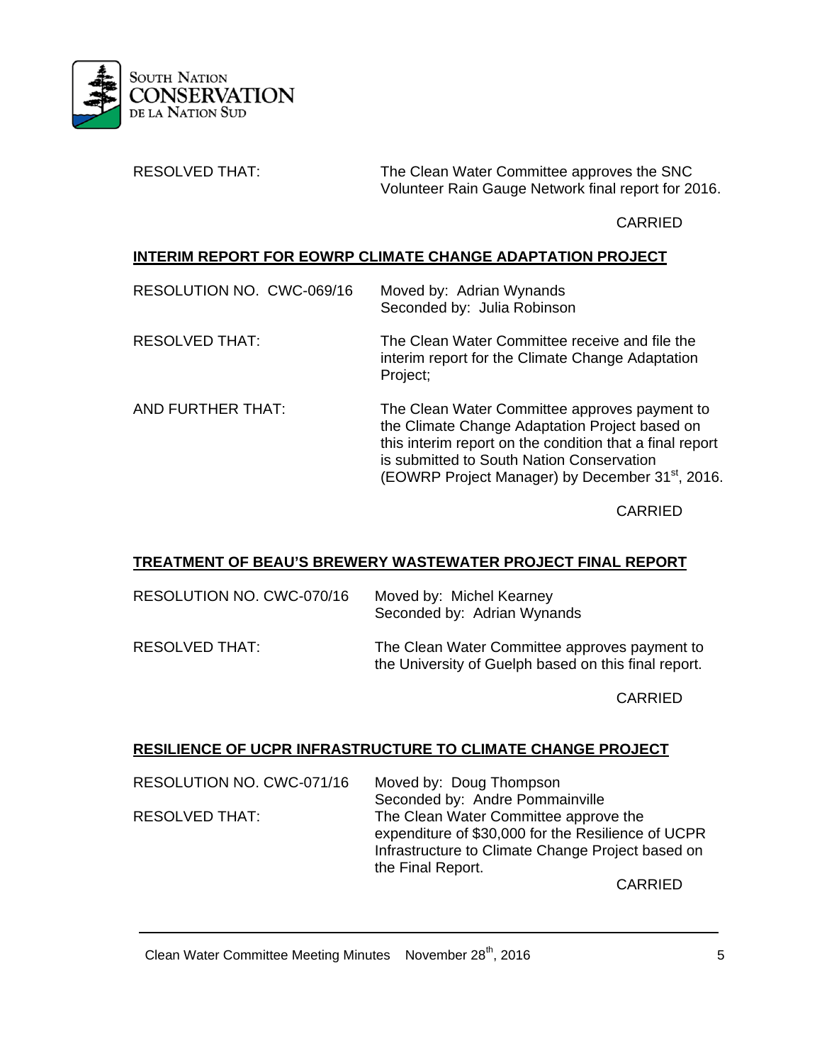RESOLVED THAT: The Clean Water Committee approves the SNC Volunteer Rain Gauge Network final report for 2016.

CARRIED

**INTERIM REPORT FOR EOWRP CLIMATE CHANGE ADAPTATION PROJECT**

RESOLUTION NO. CWC-069/16 Moved by: Adrian Wynands
Seconded by: Julia Robinson

RESOLVED THAT: The Clean Water Committee receive and file the interim report for the Climate Change Adaptation Project;

AND FURTHER THAT: The Clean Water Committee approves payment to the Climate Change Adaptation Project based on this interim report on the condition that a final report is submitted to South Nation Conservation (EOWRP Project Manager) by December 31st, 2016.

CARRIED

**TREATMENT OF BEAU'S BREWERY WASTEWATER PROJECT FINAL REPORT**

RESOLUTION NO. CWC-070/16 Moved by: Michel Kearney
Seconded by: Adrian Wynands

RESOLVED THAT: The Clean Water Committee approves payment to the University of Guelph based on this final report.

CARRIED

**RESILIENCE OF UCPR INFRASTRUCTURE TO CLIMATE CHANGE PROJECT**

RESOLUTION NO. CWC-071/16 Moved by: Doug Thompson
Seconded by: Andre Pommainville

RESOLVED THAT: The Clean Water Committee approve the expenditure of $30,000 for the Resilience of UCPR Infrastructure to Climate Change Project based on the Final Report.

CARRIED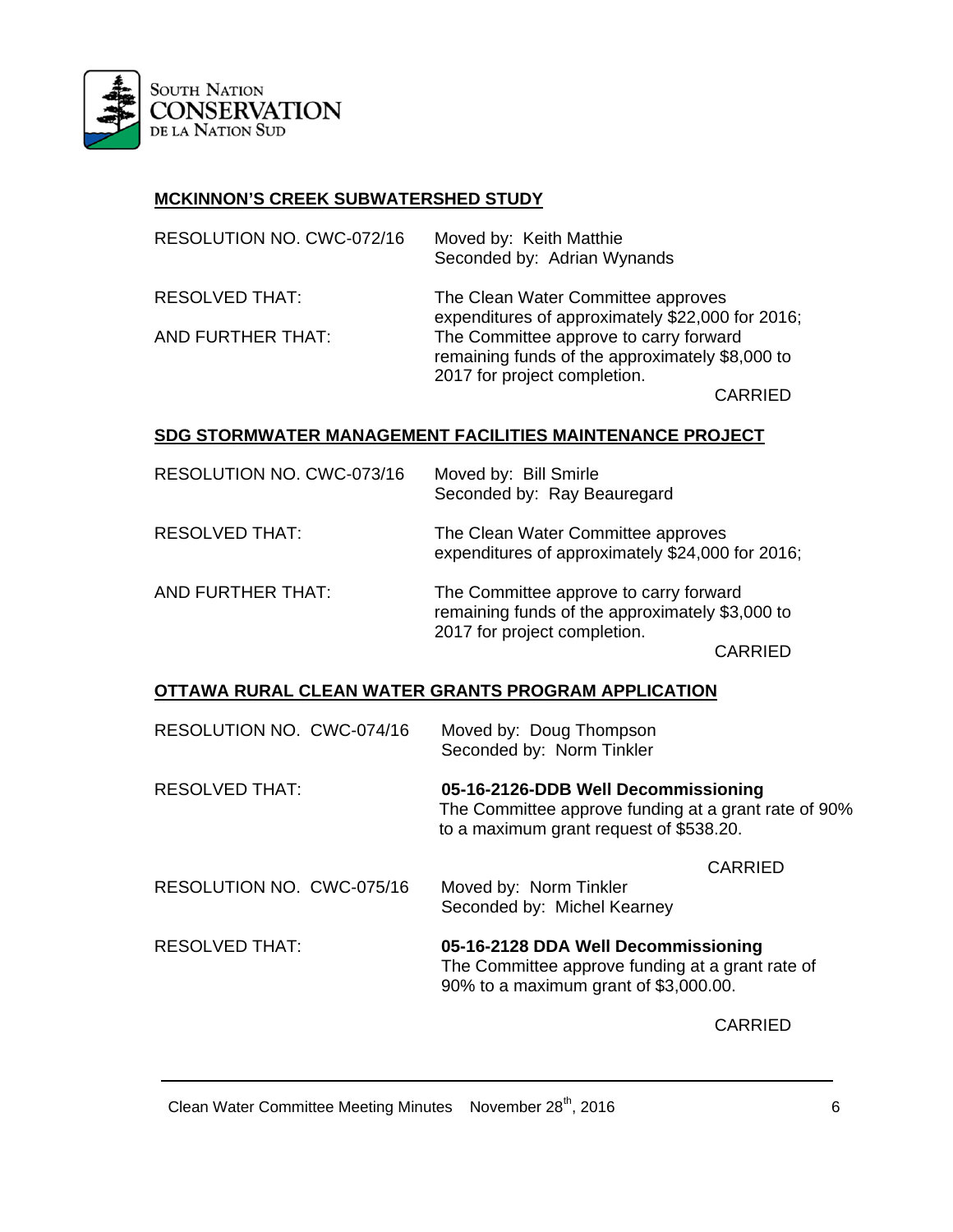## MCKINNON'S CREEK SUBWATERSHED STUDY

RESOLUTION NO. CWC-072/16 — Moved by: Keith Matthie
Seconded by: Adrian Wynands

RESOLVED THAT: The Clean Water Committee approves expenditures of approximately $22,000 for 2016;

AND FURTHER THAT: The Committee approve to carry forward remaining funds of the approximately $8,000 to 2017 for project completion.

CARRIED

## SDG STORMWATER MANAGEMENT FACILITIES MAINTENANCE PROJECT

RESOLUTION NO. CWC-073/16 — Moved by: Bill Smirle
Seconded by: Ray Beauregard

RESOLVED THAT: The Clean Water Committee approves expenditures of approximately $24,000 for 2016;

AND FURTHER THAT: The Committee approve to carry forward remaining funds of the approximately $3,000 to 2017 for project completion.

CARRIED

## OTTAWA RURAL CLEAN WATER GRANTS PROGRAM APPLICATION

RESOLUTION NO. CWC-074/16 — Moved by: Doug Thompson
Seconded by: Norm Tinkler

RESOLVED THAT: **05-16-2126-DDB Well Decommissioning**
The Committee approve funding at a grant rate of 90% to a maximum grant request of $538.20.

CARRIED

RESOLUTION NO. CWC-075/16 — Moved by: Norm Tinkler
Seconded by: Michel Kearney

RESOLVED THAT: **05-16-2128 DDA Well Decommissioning**
The Committee approve funding at a grant rate of 90% to a maximum grant of $3,000.00.

CARRIED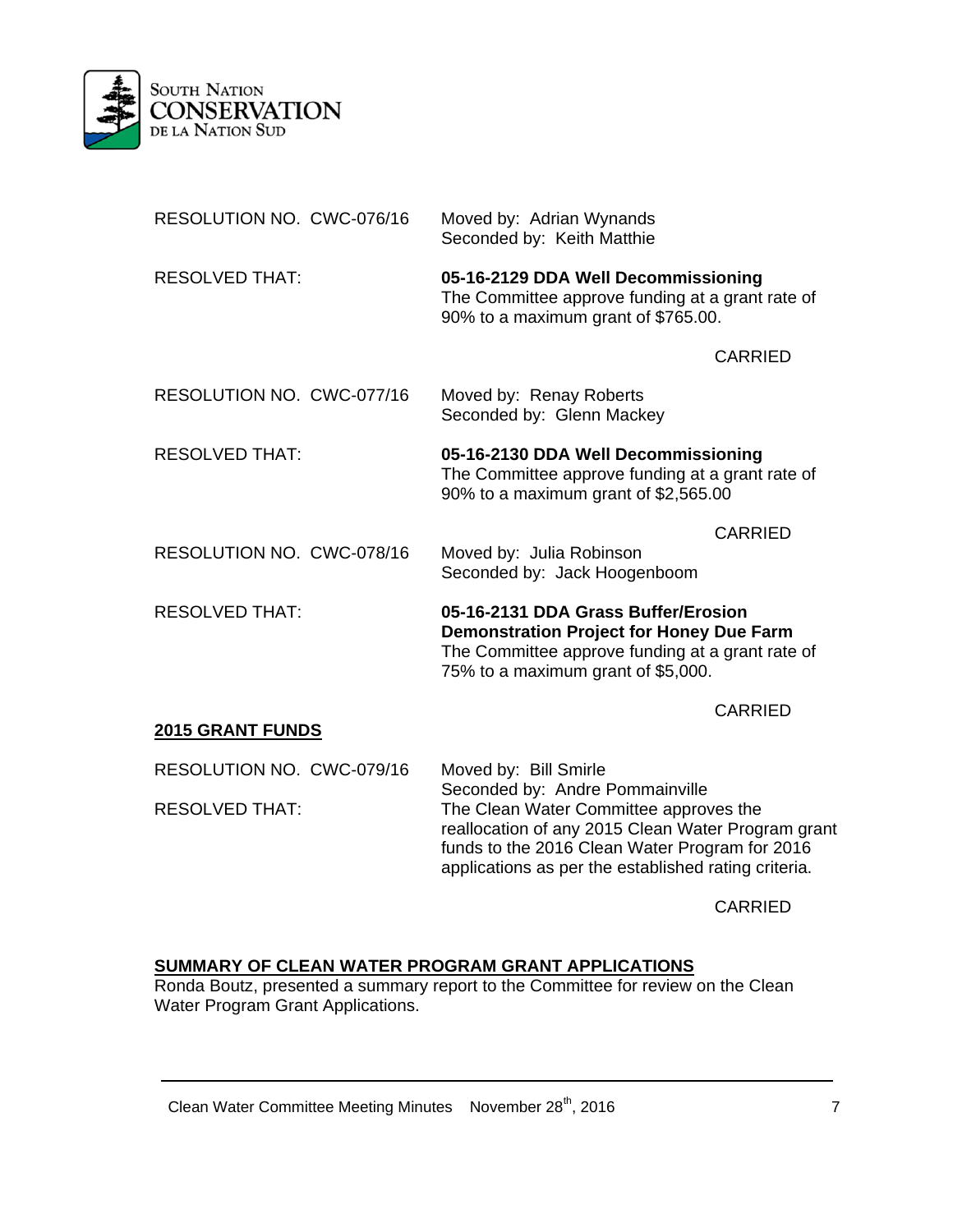RESOLUTION NO. CWC-076/16 Moved by: Adrian Wynands
Seconded by: Keith Matthie

RESOLVED THAT: **05-16-2129 DDA Well Decommissioning**
The Committee approve funding at a grant rate of 90% to a maximum grant of $765.00.

CARRIED

RESOLUTION NO. CWC-077/16 Moved by: Renay Roberts
Seconded by: Glenn Mackey

RESOLVED THAT: **05-16-2130 DDA Well Decommissioning**
The Committee approve funding at a grant rate of 90% to a maximum grant of $2,565.00

CARRIED

RESOLUTION NO. CWC-078/16 Moved by: Julia Robinson
Seconded by: Jack Hoogenboom

RESOLVED THAT: **05-16-2131 DDA Grass Buffer/Erosion Demonstration Project for Honey Due Farm**
The Committee approve funding at a grant rate of 75% to a maximum grant of $5,000.

CARRIED

**2015 GRANT FUNDS**

RESOLUTION NO. CWC-079/16 Moved by: Bill Smirle
Seconded by: Andre Pommainville

RESOLVED THAT: The Clean Water Committee approves the reallocation of any 2015 Clean Water Program grant funds to the 2016 Clean Water Program for 2016 applications as per the established rating criteria.

CARRIED

**SUMMARY OF CLEAN WATER PROGRAM GRANT APPLICATIONS**

Ronda Boutz, presented a summary report to the Committee for review on the Clean Water Program Grant Applications.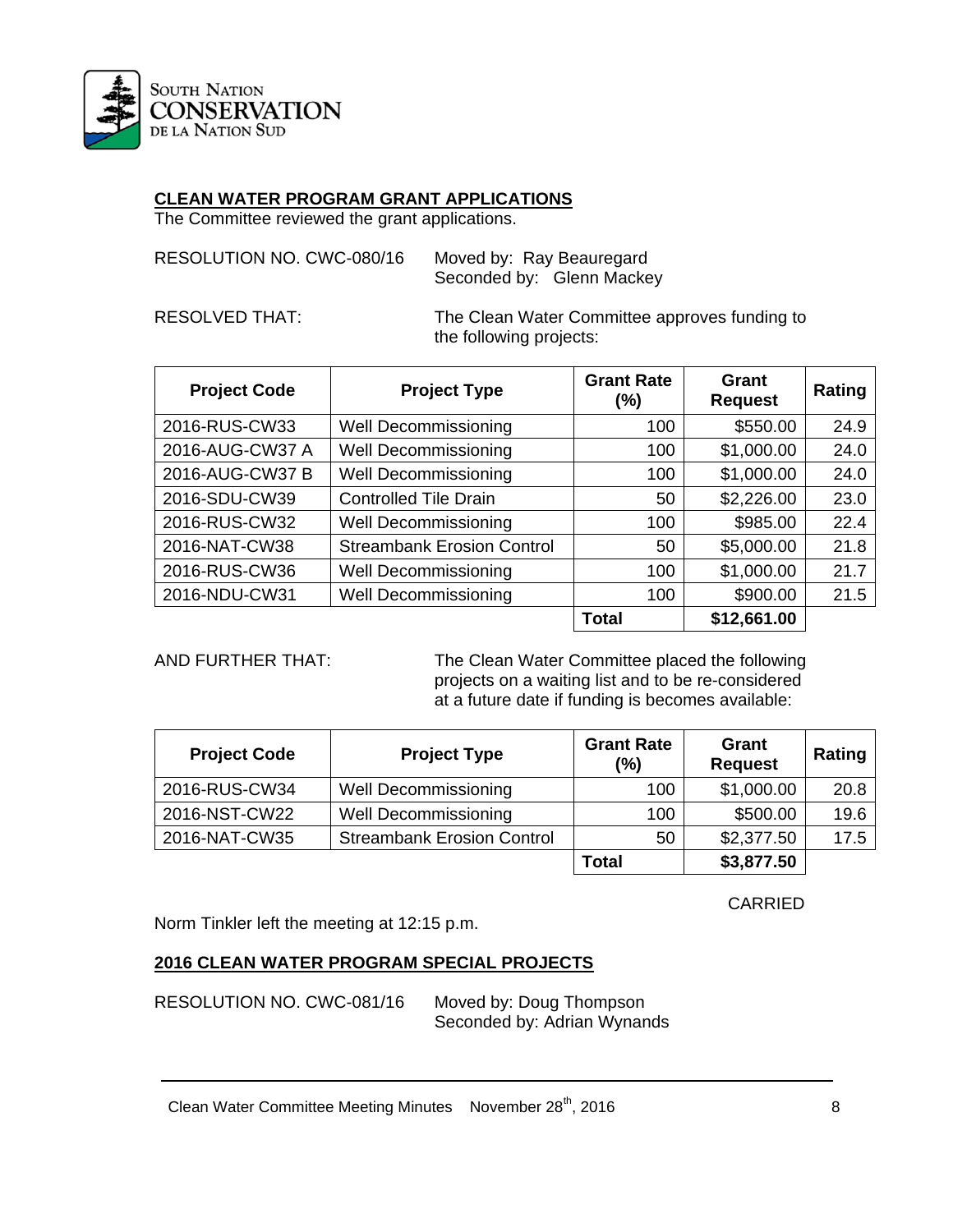**CLEAN WATER PROGRAM GRANT APPLICATIONS**

The Committee reviewed the grant applications.

RESOLUTION NO. CWC-080/16 Moved by: Ray Beauregard
Seconded by: Glenn Mackey

RESOLVED THAT: The Clean Water Committee approves funding to the following projects:

| Project Code | Project Type | Grant Rate (%) | Grant Request | Rating |
|---|---|---|---|---|
| 2016-RUS-CW33 | Well Decommissioning | 100 | $550.00 | 24.9 |
| 2016-AUG-CW37 A | Well Decommissioning | 100 | $1,000.00 | 24.0 |
| 2016-AUG-CW37 B | Well Decommissioning | 100 | $1,000.00 | 24.0 |
| 2016-SDU-CW39 | Controlled Tile Drain | 50 | $2,226.00 | 23.0 |
| 2016-RUS-CW32 | Well Decommissioning | 100 | $985.00 | 22.4 |
| 2016-NAT-CW38 | Streambank Erosion Control | 50 | $5,000.00 | 21.8 |
| 2016-RUS-CW36 | Well Decommissioning | 100 | $1,000.00 | 21.7 |
| 2016-NDU-CW31 | Well Decommissioning | 100 | $900.00 | 21.5 |
| | | **Total** | **$12,661.00** | |

AND FURTHER THAT: The Clean Water Committee placed the following projects on a waiting list and to be re-considered at a future date if funding is becomes available:

| Project Code | Project Type | Grant Rate (%) | Grant Request | Rating |
|---|---|---|---|---|
| 2016-RUS-CW34 | Well Decommissioning | 100 | $1,000.00 | 20.8 |
| 2016-NST-CW22 | Well Decommissioning | 100 | $500.00 | 19.6 |
| 2016-NAT-CW35 | Streambank Erosion Control | 50 | $2,377.50 | 17.5 |
| | | **Total** | **$3,877.50** | |

CARRIED

Norm Tinkler left the meeting at 12:15 p.m.

**2016 CLEAN WATER PROGRAM SPECIAL PROJECTS**

RESOLUTION NO. CWC-081/16 Moved by: Doug Thompson
Seconded by: Adrian Wynands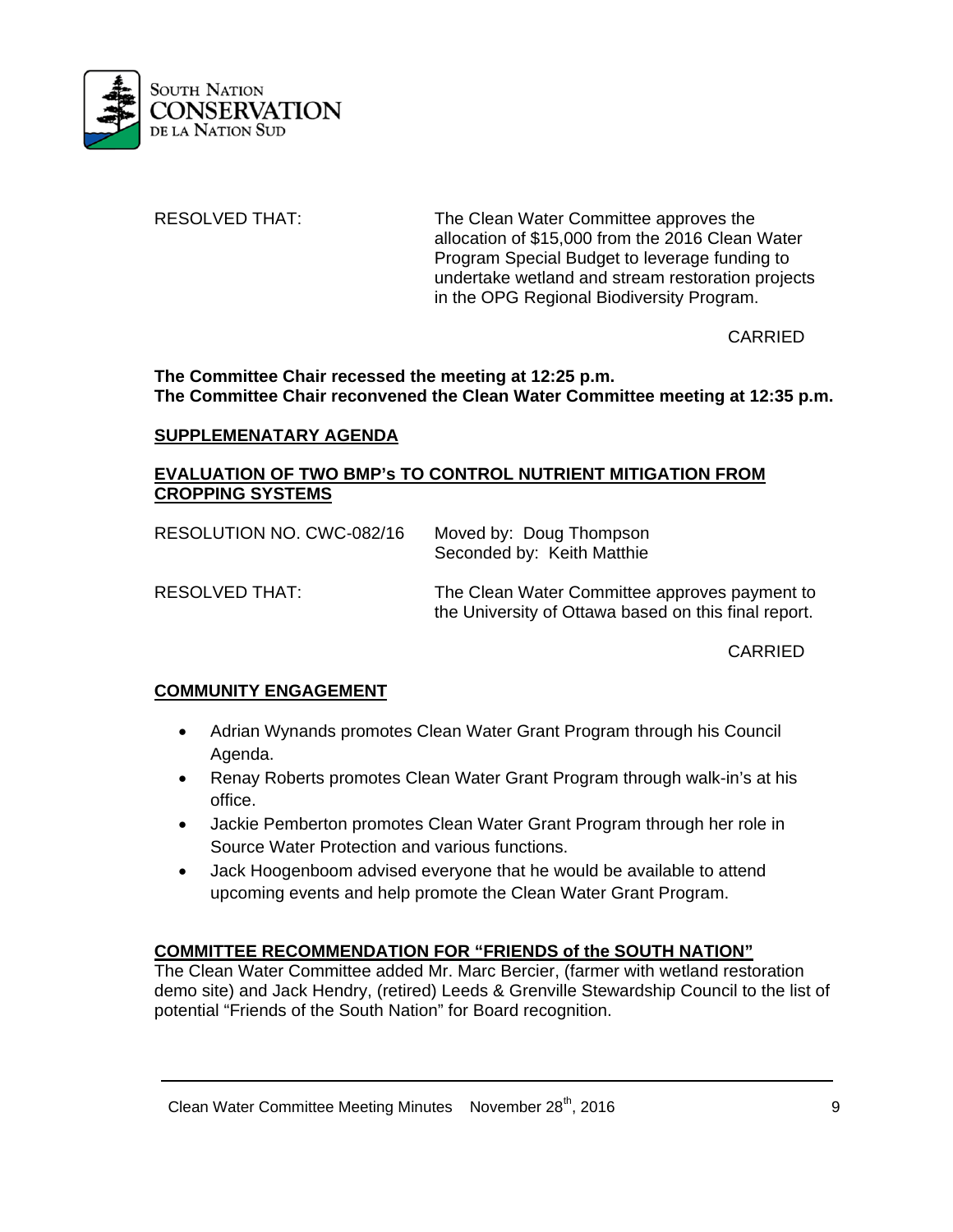| | |
|---|---|
| RESOLVED THAT: | The Clean Water Committee approves the allocation of $15,000 from the 2016 Clean Water Program Special Budget to leverage funding to undertake wetland and stream restoration projects in the OPG Regional Biodiversity Program. |

CARRIED

**The Committee Chair recessed the meeting at 12:25 p.m.**
**The Committee Chair reconvened the Clean Water Committee meeting at 12:35 p.m.**

## SUPPLEMENATARY AGENDA

## EVALUATION OF TWO BMP's TO CONTROL NUTRIENT MITIGATION FROM CROPPING SYSTEMS

| | |
|---|---|
| RESOLUTION NO. CWC-082/16 | Moved by: Doug Thompson<br>Seconded by: Keith Matthie |
| RESOLVED THAT: | The Clean Water Committee approves payment to the University of Ottawa based on this final report. |

CARRIED

## COMMUNITY ENGAGEMENT

- Adrian Wynands promotes Clean Water Grant Program through his Council Agenda.
- Renay Roberts promotes Clean Water Grant Program through walk-in's at his office.
- Jackie Pemberton promotes Clean Water Grant Program through her role in Source Water Protection and various functions.
- Jack Hoogenboom advised everyone that he would be available to attend upcoming events and help promote the Clean Water Grant Program.

## COMMITTEE RECOMMENDATION FOR "FRIENDS of the SOUTH NATION"

The Clean Water Committee added Mr. Marc Bercier, (farmer with wetland restoration demo site) and Jack Hendry, (retired) Leeds & Grenville Stewardship Council to the list of potential "Friends of the South Nation" for Board recognition.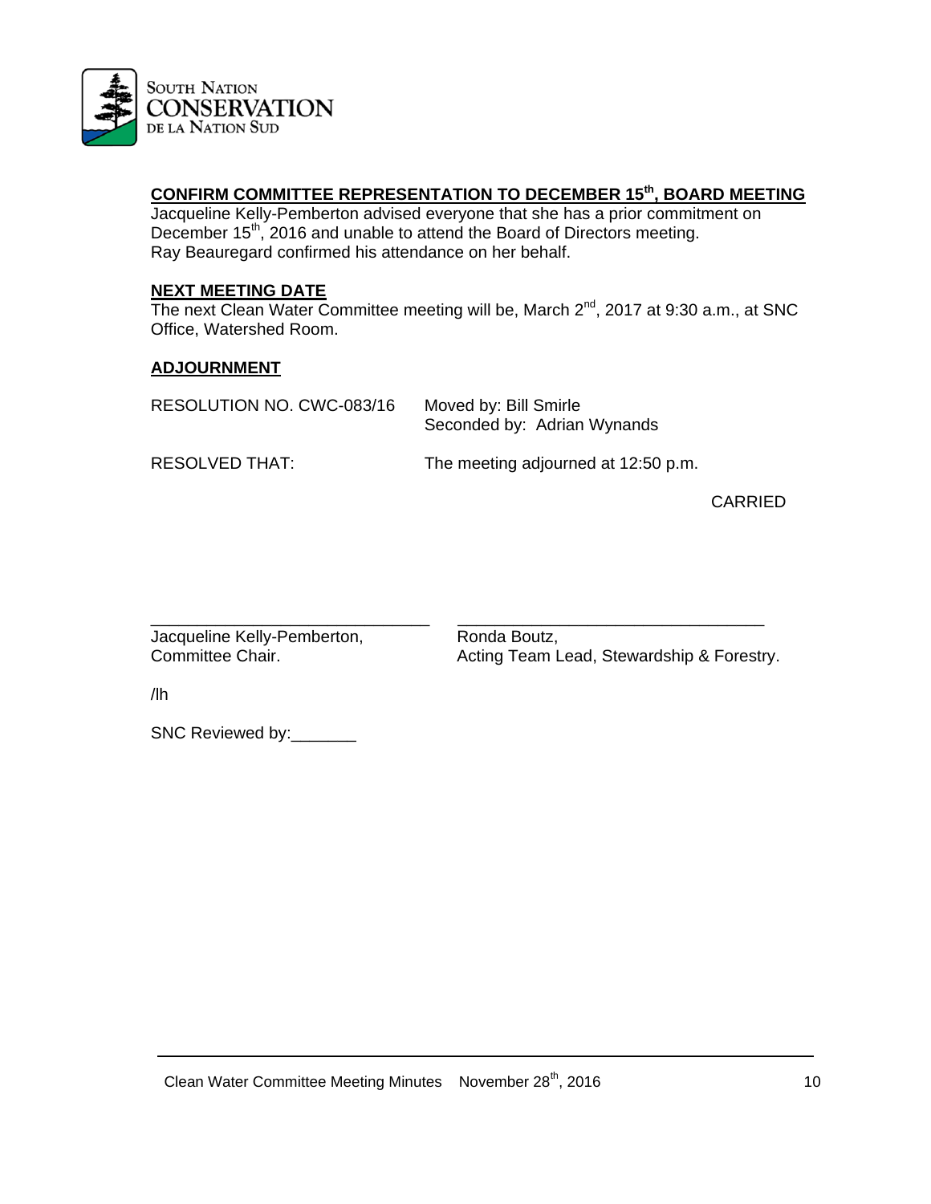## CONFIRM COMMITTEE REPRESENTATION TO DECEMBER 15th, BOARD MEETING

Jacqueline Kelly-Pemberton advised everyone that she has a prior commitment on December 15th, 2016 and unable to attend the Board of Directors meeting. Ray Beauregard confirmed his attendance on her behalf.

## NEXT MEETING DATE

The next Clean Water Committee meeting will be, March 2nd, 2017 at 9:30 a.m., at SNC Office, Watershed Room.

## ADJOURNMENT

| | |
|---|---|
| RESOLUTION NO. CWC-083/16 | Moved by: Bill Smirle<br>Seconded by: Adrian Wynands |
| RESOLVED THAT: | The meeting adjourned at 12:50 p.m. |

CARRIED

______________________________
Jacqueline Kelly-Pemberton,
Committee Chair.

______________________________
Ronda Boutz,
Acting Team Lead, Stewardship & Forestry.

/lh

SNC Reviewed by:_______